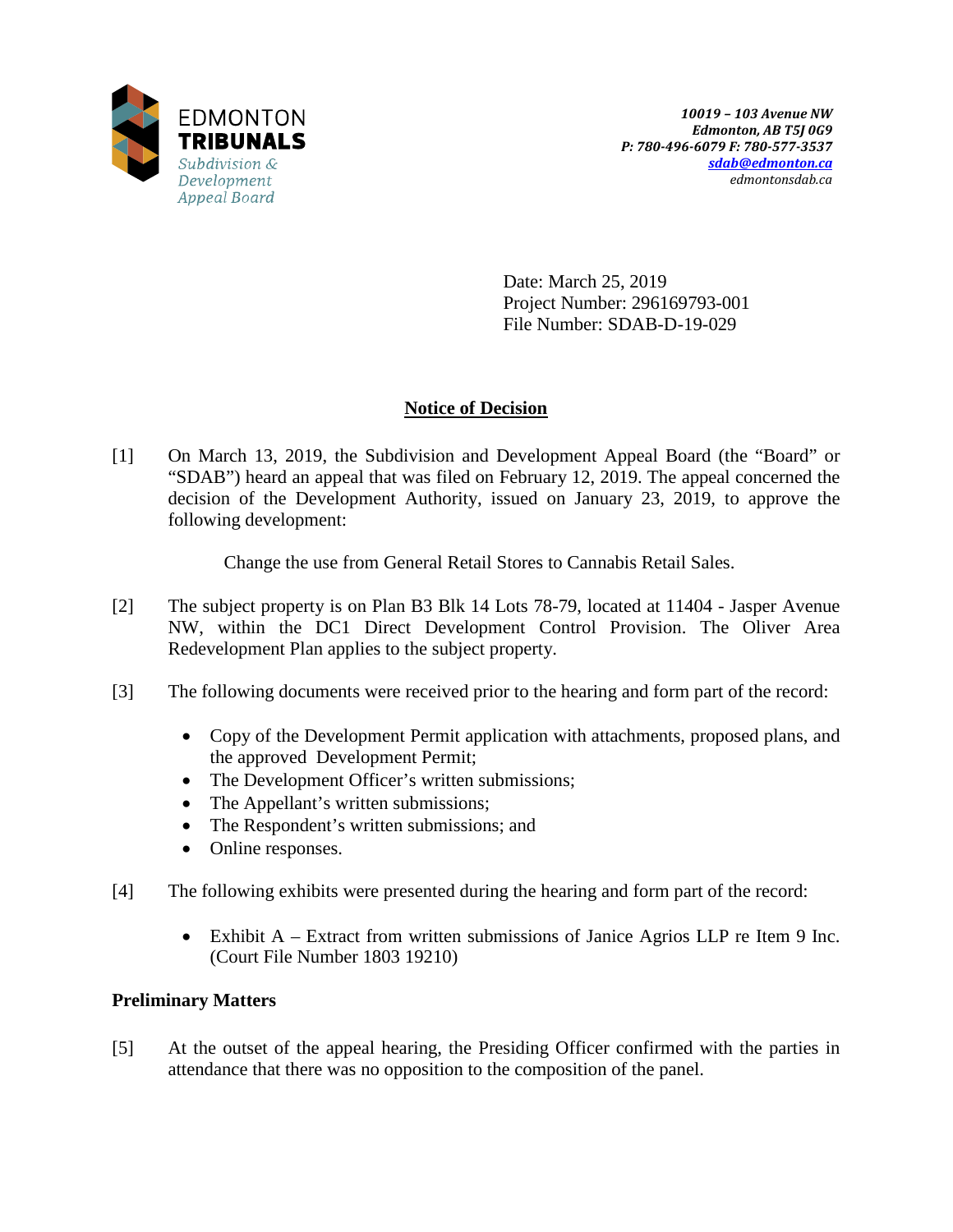EDMONTON
**TRIBUNALS**
*Subdivision & Development Appeal Board*

***10019 – 103 Avenue NW***
***Edmonton, AB T5J 0G9***
***P: 780-496-6079 F: 780-577-3537***
***sdab@edmonton.ca***
*edmontonsdab.ca*

Date: March 25, 2019
Project Number: 296169793-001
File Number: SDAB-D-19-029

## Notice of Decision

[1] On March 13, 2019, the Subdivision and Development Appeal Board (the "Board" or "SDAB") heard an appeal that was filed on February 12, 2019. The appeal concerned the decision of the Development Authority, issued on January 23, 2019, to approve the following development:

Change the use from General Retail Stores to Cannabis Retail Sales.

[2] The subject property is on Plan B3 Blk 14 Lots 78-79, located at 11404 - Jasper Avenue NW, within the DC1 Direct Development Control Provision. The Oliver Area Redevelopment Plan applies to the subject property.

[3] The following documents were received prior to the hearing and form part of the record:

- Copy of the Development Permit application with attachments, proposed plans, and the approved Development Permit;
- The Development Officer's written submissions;
- The Appellant's written submissions;
- The Respondent's written submissions; and
- Online responses.

[4] The following exhibits were presented during the hearing and form part of the record:

- Exhibit A – Extract from written submissions of Janice Agrios LLP re Item 9 Inc. (Court File Number 1803 19210)

### Preliminary Matters

[5] At the outset of the appeal hearing, the Presiding Officer confirmed with the parties in attendance that there was no opposition to the composition of the panel.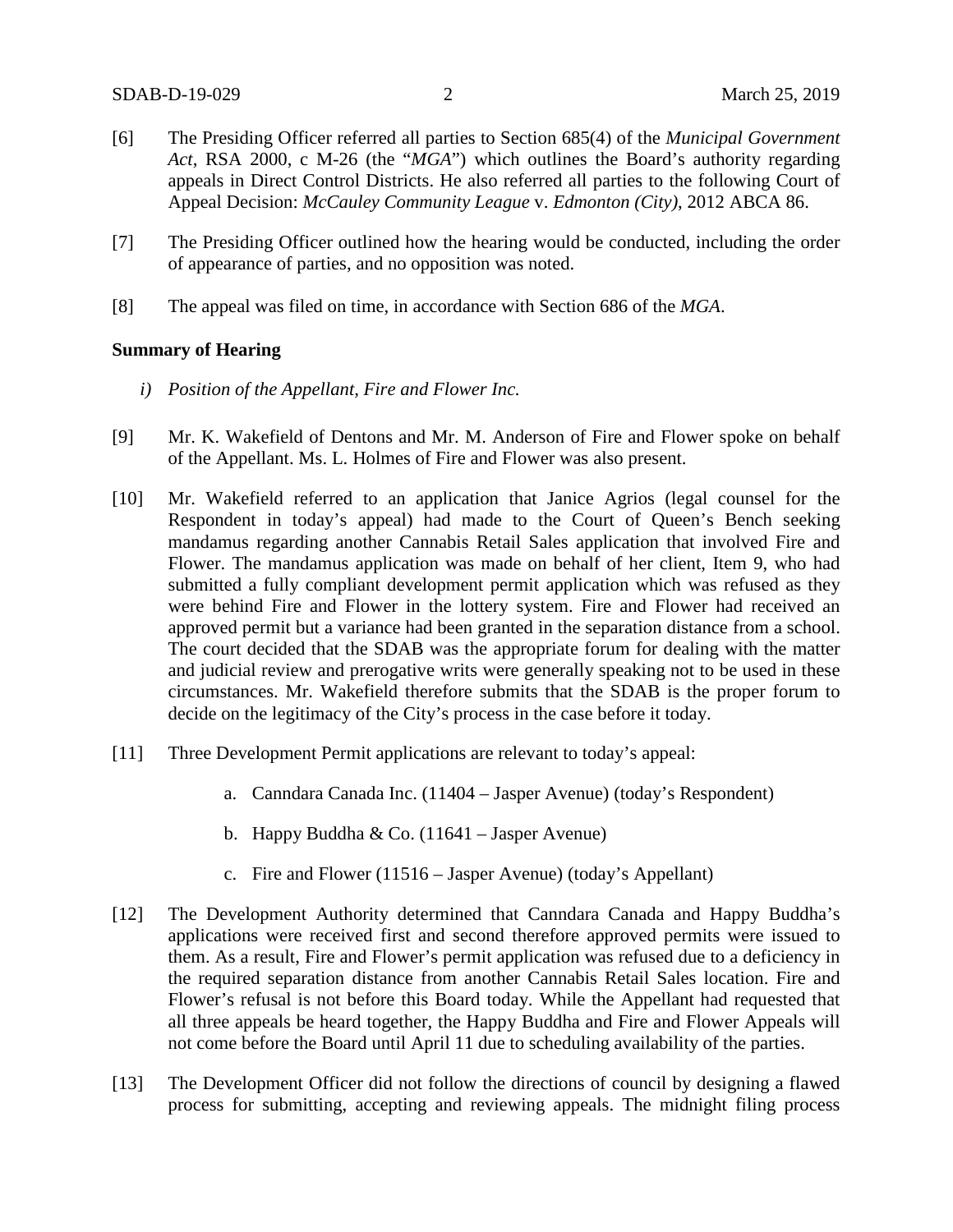[6] The Presiding Officer referred all parties to Section 685(4) of the *Municipal Government Act*, RSA 2000, c M-26 (the "*MGA*") which outlines the Board's authority regarding appeals in Direct Control Districts. He also referred all parties to the following Court of Appeal Decision: *McCauley Community League* v. *Edmonton (City)*, 2012 ABCA 86.

[7] The Presiding Officer outlined how the hearing would be conducted, including the order of appearance of parties, and no opposition was noted.

[8] The appeal was filed on time, in accordance with Section 686 of the *MGA*.

**Summary of Hearing**

*i) Position of the Appellant, Fire and Flower Inc.*

[9] Mr. K. Wakefield of Dentons and Mr. M. Anderson of Fire and Flower spoke on behalf of the Appellant. Ms. L. Holmes of Fire and Flower was also present.

[10] Mr. Wakefield referred to an application that Janice Agrios (legal counsel for the Respondent in today's appeal) had made to the Court of Queen's Bench seeking mandamus regarding another Cannabis Retail Sales application that involved Fire and Flower. The mandamus application was made on behalf of her client, Item 9, who had submitted a fully compliant development permit application which was refused as they were behind Fire and Flower in the lottery system. Fire and Flower had received an approved permit but a variance had been granted in the separation distance from a school. The court decided that the SDAB was the appropriate forum for dealing with the matter and judicial review and prerogative writs were generally speaking not to be used in these circumstances. Mr. Wakefield therefore submits that the SDAB is the proper forum to decide on the legitimacy of the City's process in the case before it today.

[11] Three Development Permit applications are relevant to today's appeal:

a. Canndara Canada Inc. (11404 – Jasper Avenue) (today's Respondent)

b. Happy Buddha & Co. (11641 – Jasper Avenue)

c. Fire and Flower (11516 – Jasper Avenue) (today's Appellant)

[12] The Development Authority determined that Canndara Canada and Happy Buddha's applications were received first and second therefore approved permits were issued to them. As a result, Fire and Flower's permit application was refused due to a deficiency in the required separation distance from another Cannabis Retail Sales location. Fire and Flower's refusal is not before this Board today. While the Appellant had requested that all three appeals be heard together, the Happy Buddha and Fire and Flower Appeals will not come before the Board until April 11 due to scheduling availability of the parties.

[13] The Development Officer did not follow the directions of council by designing a flawed process for submitting, accepting and reviewing appeals. The midnight filing process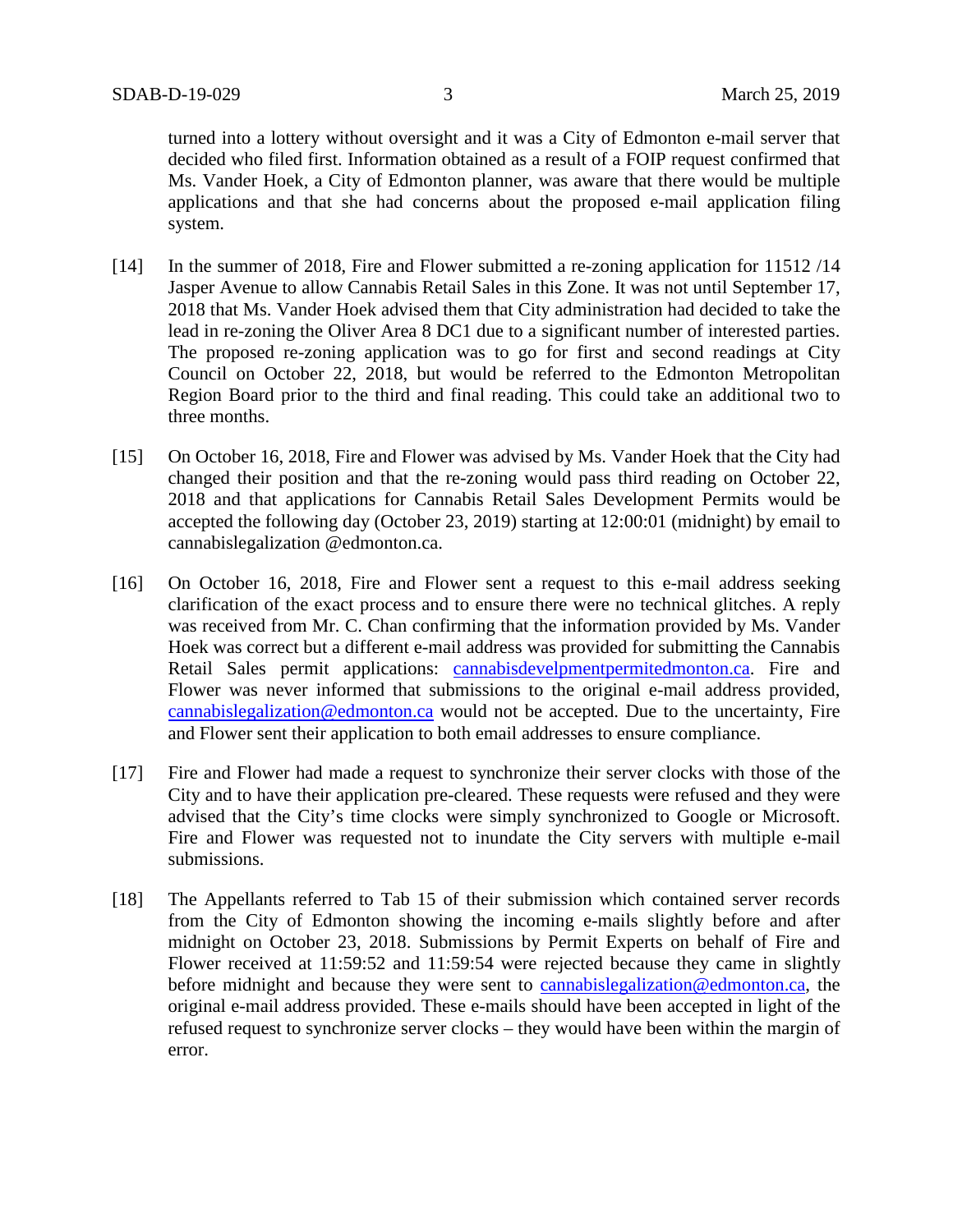turned into a lottery without oversight and it was a City of Edmonton e-mail server that decided who filed first. Information obtained as a result of a FOIP request confirmed that Ms. Vander Hoek, a City of Edmonton planner, was aware that there would be multiple applications and that she had concerns about the proposed e-mail application filing system.

[14] In the summer of 2018, Fire and Flower submitted a re-zoning application for 11512 /14 Jasper Avenue to allow Cannabis Retail Sales in this Zone. It was not until September 17, 2018 that Ms. Vander Hoek advised them that City administration had decided to take the lead in re-zoning the Oliver Area 8 DC1 due to a significant number of interested parties. The proposed re-zoning application was to go for first and second readings at City Council on October 22, 2018, but would be referred to the Edmonton Metropolitan Region Board prior to the third and final reading. This could take an additional two to three months.

[15] On October 16, 2018, Fire and Flower was advised by Ms. Vander Hoek that the City had changed their position and that the re-zoning would pass third reading on October 22, 2018 and that applications for Cannabis Retail Sales Development Permits would be accepted the following day (October 23, 2019) starting at 12:00:01 (midnight) by email to cannabislegalization @edmonton.ca.

[16] On October 16, 2018, Fire and Flower sent a request to this e-mail address seeking clarification of the exact process and to ensure there were no technical glitches. A reply was received from Mr. C. Chan confirming that the information provided by Ms. Vander Hoek was correct but a different e-mail address was provided for submitting the Cannabis Retail Sales permit applications: cannabisdevelpmentpermitedmonton.ca. Fire and Flower was never informed that submissions to the original e-mail address provided, cannabislegalization@edmonton.ca would not be accepted. Due to the uncertainty, Fire and Flower sent their application to both email addresses to ensure compliance.

[17] Fire and Flower had made a request to synchronize their server clocks with those of the City and to have their application pre-cleared. These requests were refused and they were advised that the City's time clocks were simply synchronized to Google or Microsoft. Fire and Flower was requested not to inundate the City servers with multiple e-mail submissions.

[18] The Appellants referred to Tab 15 of their submission which contained server records from the City of Edmonton showing the incoming e-mails slightly before and after midnight on October 23, 2018. Submissions by Permit Experts on behalf of Fire and Flower received at 11:59:52 and 11:59:54 were rejected because they came in slightly before midnight and because they were sent to cannabislegalization@edmonton.ca, the original e-mail address provided. These e-mails should have been accepted in light of the refused request to synchronize server clocks – they would have been within the margin of error.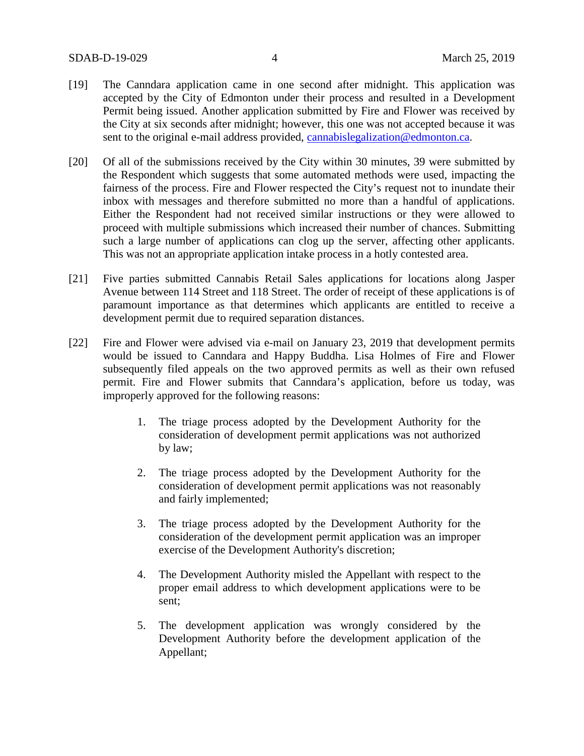[19] The Canndara application came in one second after midnight. This application was accepted by the City of Edmonton under their process and resulted in a Development Permit being issued. Another application submitted by Fire and Flower was received by the City at six seconds after midnight; however, this one was not accepted because it was sent to the original e-mail address provided, cannabislegalization@edmonton.ca.

[20] Of all of the submissions received by the City within 30 minutes, 39 were submitted by the Respondent which suggests that some automated methods were used, impacting the fairness of the process. Fire and Flower respected the City's request not to inundate their inbox with messages and therefore submitted no more than a handful of applications. Either the Respondent had not received similar instructions or they were allowed to proceed with multiple submissions which increased their number of chances. Submitting such a large number of applications can clog up the server, affecting other applicants. This was not an appropriate application intake process in a hotly contested area.

[21] Five parties submitted Cannabis Retail Sales applications for locations along Jasper Avenue between 114 Street and 118 Street. The order of receipt of these applications is of paramount importance as that determines which applicants are entitled to receive a development permit due to required separation distances.

[22] Fire and Flower were advised via e-mail on January 23, 2019 that development permits would be issued to Canndara and Happy Buddha. Lisa Holmes of Fire and Flower subsequently filed appeals on the two approved permits as well as their own refused permit. Fire and Flower submits that Canndara's application, before us today, was improperly approved for the following reasons:

1. The triage process adopted by the Development Authority for the consideration of development permit applications was not authorized by law;

2. The triage process adopted by the Development Authority for the consideration of development permit applications was not reasonably and fairly implemented;

3. The triage process adopted by the Development Authority for the consideration of the development permit application was an improper exercise of the Development Authority's discretion;

4. The Development Authority misled the Appellant with respect to the proper email address to which development applications were to be sent;

5. The development application was wrongly considered by the Development Authority before the development application of the Appellant;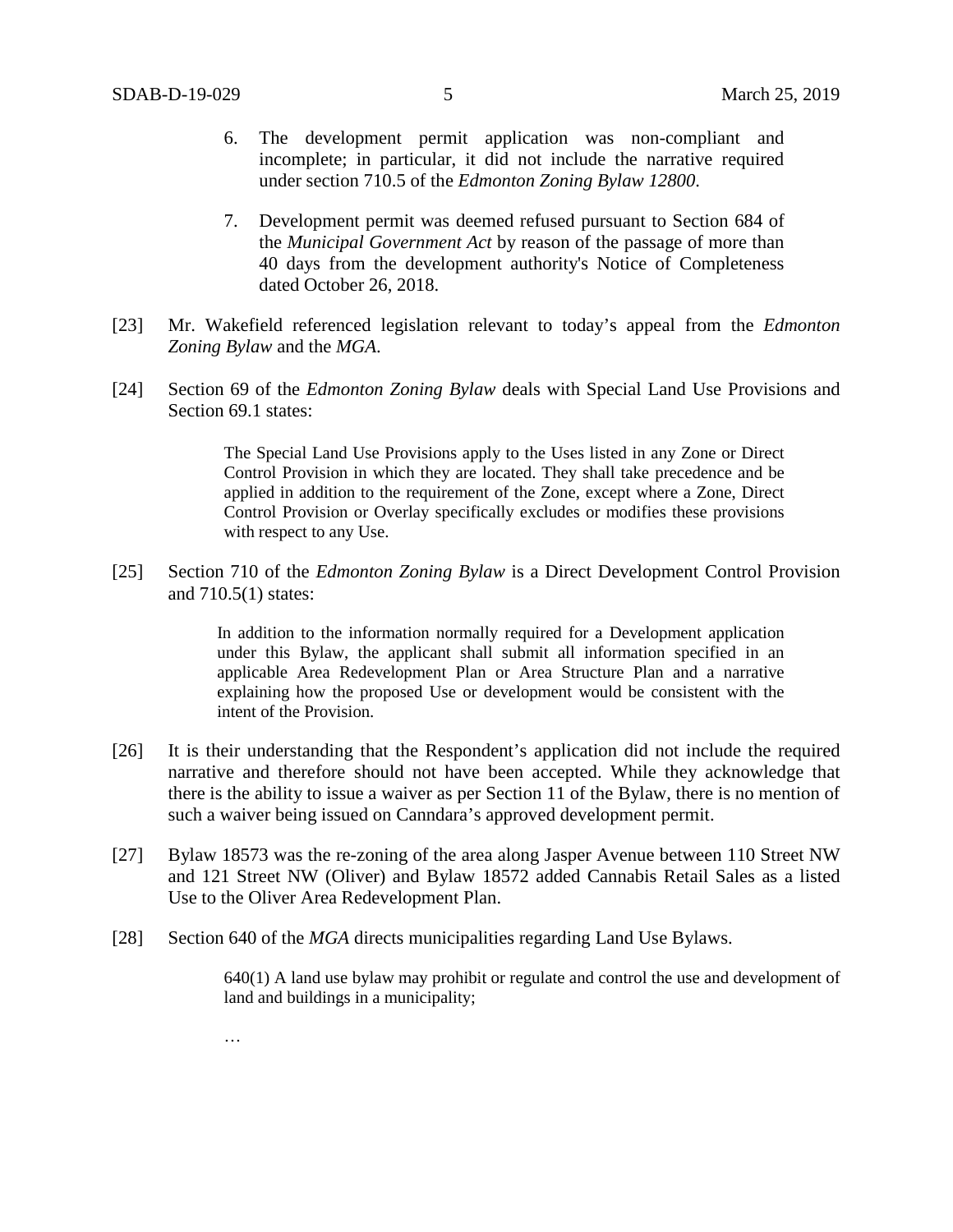6. The development permit application was non-compliant and incomplete; in particular, it did not include the narrative required under section 710.5 of the *Edmonton Zoning Bylaw 12800*.

7. Development permit was deemed refused pursuant to Section 684 of the *Municipal Government Act* by reason of the passage of more than 40 days from the development authority's Notice of Completeness dated October 26, 2018.

[23] Mr. Wakefield referenced legislation relevant to today's appeal from the *Edmonton Zoning Bylaw* and the *MGA*.

[24] Section 69 of the *Edmonton Zoning Bylaw* deals with Special Land Use Provisions and Section 69.1 states:

> The Special Land Use Provisions apply to the Uses listed in any Zone or Direct Control Provision in which they are located. They shall take precedence and be applied in addition to the requirement of the Zone, except where a Zone, Direct Control Provision or Overlay specifically excludes or modifies these provisions with respect to any Use.

[25] Section 710 of the *Edmonton Zoning Bylaw* is a Direct Development Control Provision and 710.5(1) states:

> In addition to the information normally required for a Development application under this Bylaw, the applicant shall submit all information specified in an applicable Area Redevelopment Plan or Area Structure Plan and a narrative explaining how the proposed Use or development would be consistent with the intent of the Provision.

[26] It is their understanding that the Respondent's application did not include the required narrative and therefore should not have been accepted. While they acknowledge that there is the ability to issue a waiver as per Section 11 of the Bylaw, there is no mention of such a waiver being issued on Canndara's approved development permit.

[27] Bylaw 18573 was the re-zoning of the area along Jasper Avenue between 110 Street NW and 121 Street NW (Oliver) and Bylaw 18572 added Cannabis Retail Sales as a listed Use to the Oliver Area Redevelopment Plan.

[28] Section 640 of the *MGA* directs municipalities regarding Land Use Bylaws.

> 640(1) A land use bylaw may prohibit or regulate and control the use and development of land and buildings in a municipality;
>
> …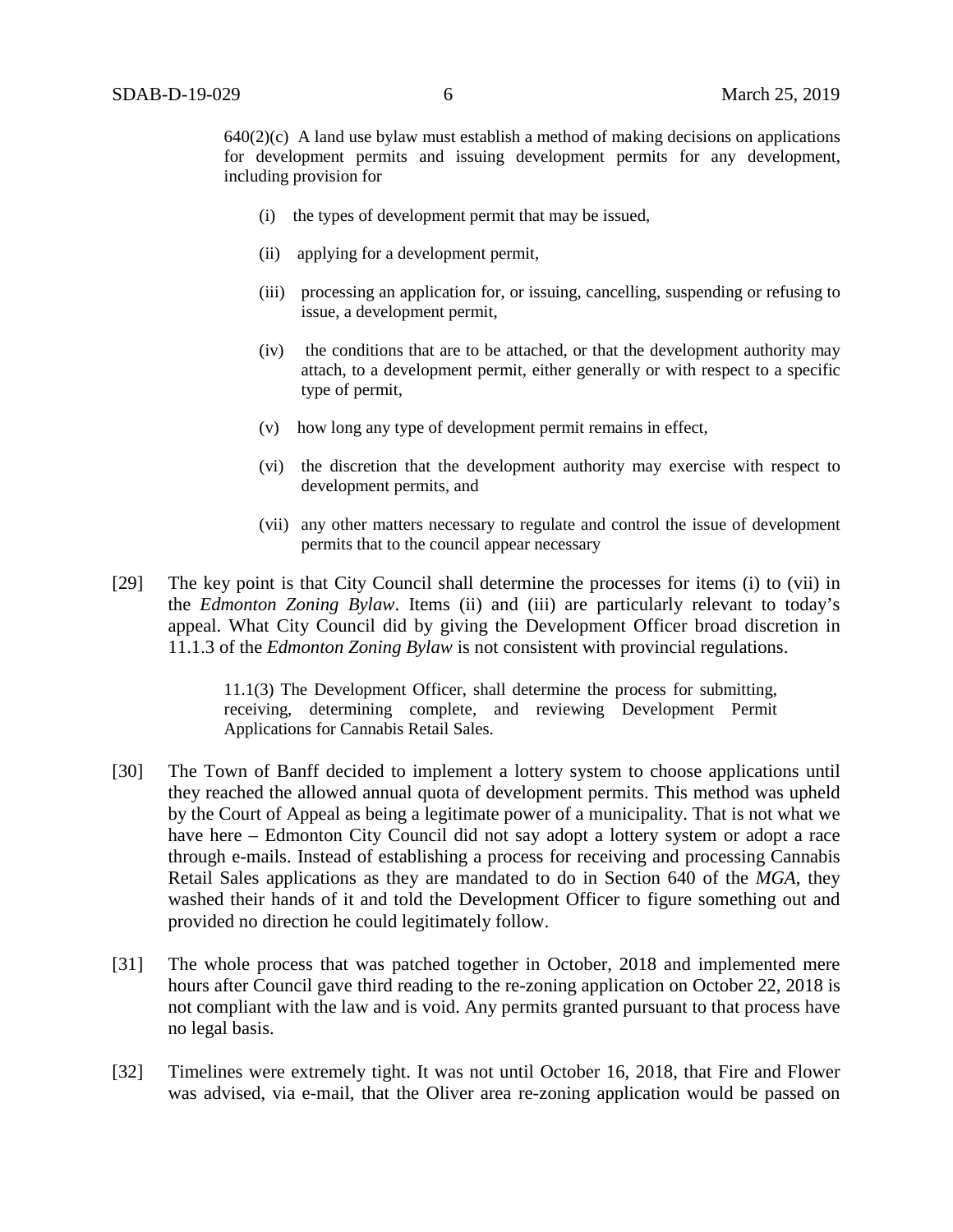> 640(2)(c) A land use bylaw must establish a method of making decisions on applications for development permits and issuing development permits for any development, including provision for
>
> (i) the types of development permit that may be issued,
>
> (ii) applying for a development permit,
>
> (iii) processing an application for, or issuing, cancelling, suspending or refusing to issue, a development permit,
>
> (iv) the conditions that are to be attached, or that the development authority may attach, to a development permit, either generally or with respect to a specific type of permit,
>
> (v) how long any type of development permit remains in effect,
>
> (vi) the discretion that the development authority may exercise with respect to development permits, and
>
> (vii) any other matters necessary to regulate and control the issue of development permits that to the council appear necessary

[29] The key point is that City Council shall determine the processes for items (i) to (vii) in the *Edmonton Zoning Bylaw*. Items (ii) and (iii) are particularly relevant to today's appeal. What City Council did by giving the Development Officer broad discretion in 11.1.3 of the *Edmonton Zoning Bylaw* is not consistent with provincial regulations.

> 11.1(3) The Development Officer, shall determine the process for submitting, receiving, determining complete, and reviewing Development Permit Applications for Cannabis Retail Sales.

[30] The Town of Banff decided to implement a lottery system to choose applications until they reached the allowed annual quota of development permits. This method was upheld by the Court of Appeal as being a legitimate power of a municipality. That is not what we have here – Edmonton City Council did not say adopt a lottery system or adopt a race through e-mails. Instead of establishing a process for receiving and processing Cannabis Retail Sales applications as they are mandated to do in Section 640 of the *MGA*, they washed their hands of it and told the Development Officer to figure something out and provided no direction he could legitimately follow.

[31] The whole process that was patched together in October, 2018 and implemented mere hours after Council gave third reading to the re-zoning application on October 22, 2018 is not compliant with the law and is void. Any permits granted pursuant to that process have no legal basis.

[32] Timelines were extremely tight. It was not until October 16, 2018, that Fire and Flower was advised, via e-mail, that the Oliver area re-zoning application would be passed on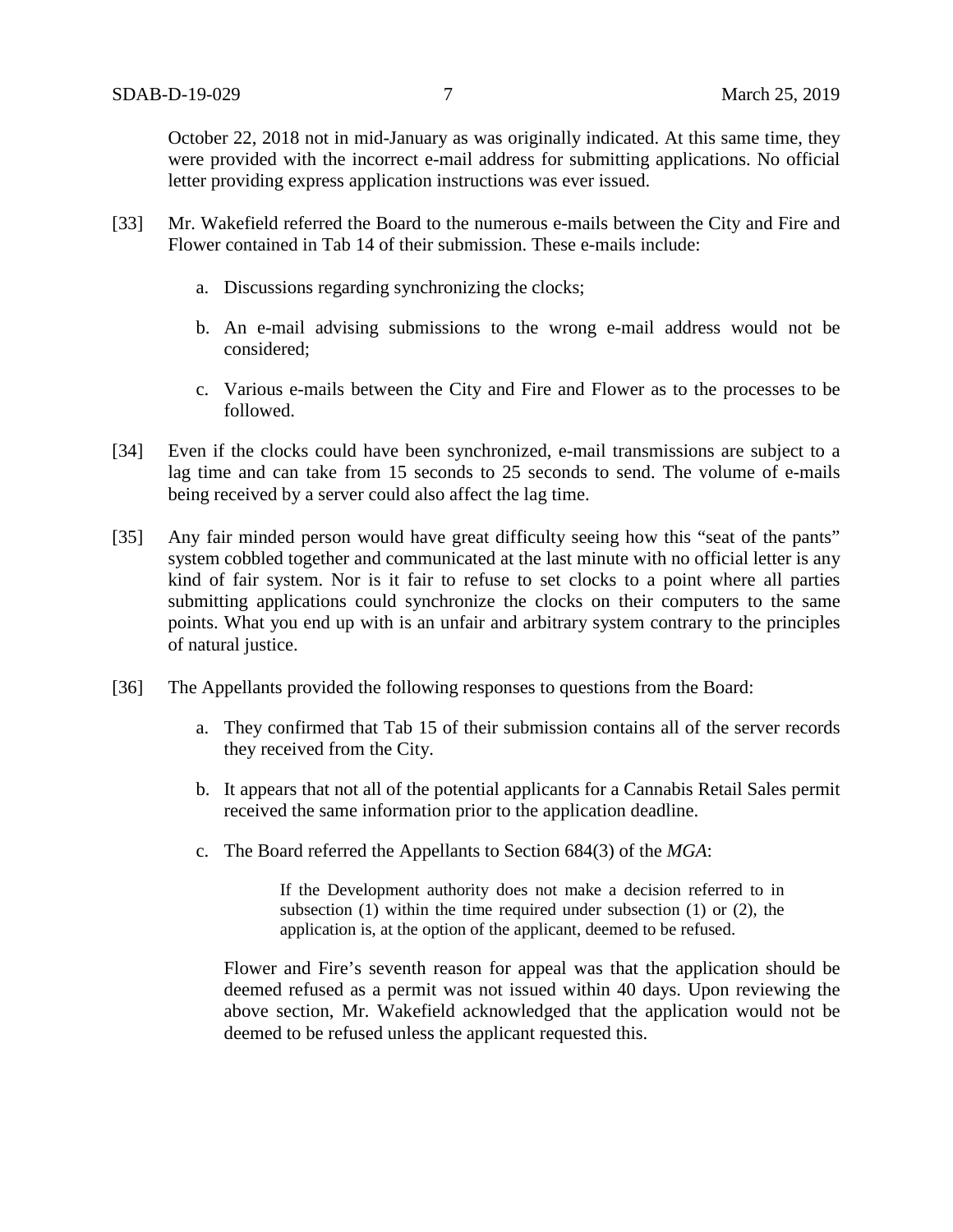October 22, 2018 not in mid-January as was originally indicated. At this same time, they were provided with the incorrect e-mail address for submitting applications. No official letter providing express application instructions was ever issued.

[33] Mr. Wakefield referred the Board to the numerous e-mails between the City and Fire and Flower contained in Tab 14 of their submission. These e-mails include:

a. Discussions regarding synchronizing the clocks;

b. An e-mail advising submissions to the wrong e-mail address would not be considered;

c. Various e-mails between the City and Fire and Flower as to the processes to be followed.

[34] Even if the clocks could have been synchronized, e-mail transmissions are subject to a lag time and can take from 15 seconds to 25 seconds to send. The volume of e-mails being received by a server could also affect the lag time.

[35] Any fair minded person would have great difficulty seeing how this "seat of the pants" system cobbled together and communicated at the last minute with no official letter is any kind of fair system. Nor is it fair to refuse to set clocks to a point where all parties submitting applications could synchronize the clocks on their computers to the same points. What you end up with is an unfair and arbitrary system contrary to the principles of natural justice.

[36] The Appellants provided the following responses to questions from the Board:

a. They confirmed that Tab 15 of their submission contains all of the server records they received from the City.

b. It appears that not all of the potential applicants for a Cannabis Retail Sales permit received the same information prior to the application deadline.

c. The Board referred the Appellants to Section 684(3) of the *MGA*:

> If the Development authority does not make a decision referred to in subsection (1) within the time required under subsection (1) or (2), the application is, at the option of the applicant, deemed to be refused.

Flower and Fire's seventh reason for appeal was that the application should be deemed refused as a permit was not issued within 40 days. Upon reviewing the above section, Mr. Wakefield acknowledged that the application would not be deemed to be refused unless the applicant requested this.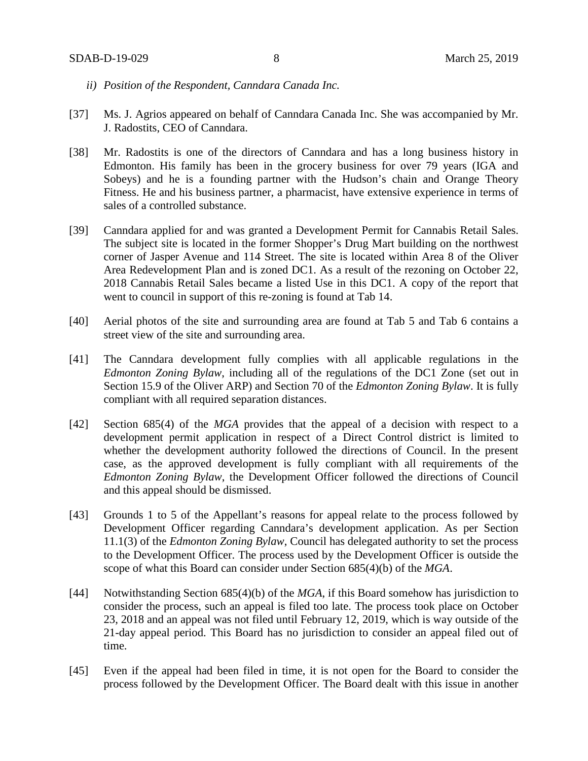*ii) Position of the Respondent, Canndara Canada Inc.*

[37] Ms. J. Agrios appeared on behalf of Canndara Canada Inc. She was accompanied by Mr. J. Radostits, CEO of Canndara.

[38] Mr. Radostits is one of the directors of Canndara and has a long business history in Edmonton. His family has been in the grocery business for over 79 years (IGA and Sobeys) and he is a founding partner with the Hudson's chain and Orange Theory Fitness. He and his business partner, a pharmacist, have extensive experience in terms of sales of a controlled substance.

[39] Canndara applied for and was granted a Development Permit for Cannabis Retail Sales. The subject site is located in the former Shopper's Drug Mart building on the northwest corner of Jasper Avenue and 114 Street. The site is located within Area 8 of the Oliver Area Redevelopment Plan and is zoned DC1. As a result of the rezoning on October 22, 2018 Cannabis Retail Sales became a listed Use in this DC1. A copy of the report that went to council in support of this re-zoning is found at Tab 14.

[40] Aerial photos of the site and surrounding area are found at Tab 5 and Tab 6 contains a street view of the site and surrounding area.

[41] The Canndara development fully complies with all applicable regulations in the *Edmonton Zoning Bylaw*, including all of the regulations of the DC1 Zone (set out in Section 15.9 of the Oliver ARP) and Section 70 of the *Edmonton Zoning Bylaw*. It is fully compliant with all required separation distances.

[42] Section 685(4) of the *MGA* provides that the appeal of a decision with respect to a development permit application in respect of a Direct Control district is limited to whether the development authority followed the directions of Council. In the present case, as the approved development is fully compliant with all requirements of the *Edmonton Zoning Bylaw*, the Development Officer followed the directions of Council and this appeal should be dismissed.

[43] Grounds 1 to 5 of the Appellant's reasons for appeal relate to the process followed by Development Officer regarding Canndara's development application. As per Section 11.1(3) of the *Edmonton Zoning Bylaw*, Council has delegated authority to set the process to the Development Officer. The process used by the Development Officer is outside the scope of what this Board can consider under Section 685(4)(b) of the *MGA*.

[44] Notwithstanding Section 685(4)(b) of the *MGA*, if this Board somehow has jurisdiction to consider the process, such an appeal is filed too late. The process took place on October 23, 2018 and an appeal was not filed until February 12, 2019, which is way outside of the 21-day appeal period. This Board has no jurisdiction to consider an appeal filed out of time.

[45] Even if the appeal had been filed in time, it is not open for the Board to consider the process followed by the Development Officer. The Board dealt with this issue in another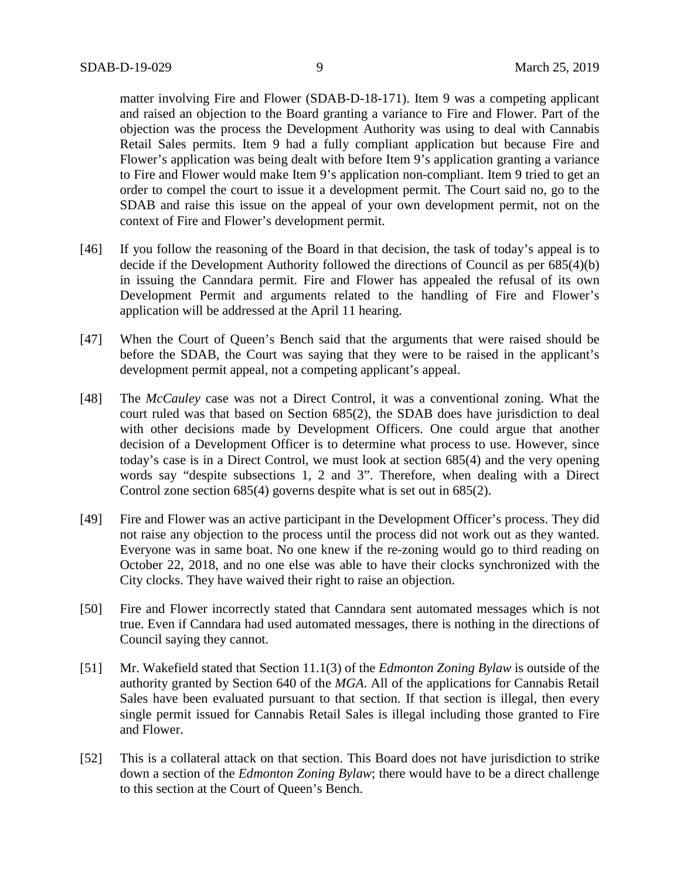matter involving Fire and Flower (SDAB-D-18-171). Item 9 was a competing applicant and raised an objection to the Board granting a variance to Fire and Flower. Part of the objection was the process the Development Authority was using to deal with Cannabis Retail Sales permits. Item 9 had a fully compliant application but because Fire and Flower's application was being dealt with before Item 9's application granting a variance to Fire and Flower would make Item 9's application non-compliant. Item 9 tried to get an order to compel the court to issue it a development permit. The Court said no, go to the SDAB and raise this issue on the appeal of your own development permit, not on the context of Fire and Flower's development permit.

[46] If you follow the reasoning of the Board in that decision, the task of today's appeal is to decide if the Development Authority followed the directions of Council as per 685(4)(b) in issuing the Canndara permit. Fire and Flower has appealed the refusal of its own Development Permit and arguments related to the handling of Fire and Flower's application will be addressed at the April 11 hearing.

[47] When the Court of Queen's Bench said that the arguments that were raised should be before the SDAB, the Court was saying that they were to be raised in the applicant's development permit appeal, not a competing applicant's appeal.

[48] The *McCauley* case was not a Direct Control, it was a conventional zoning. What the court ruled was that based on Section 685(2), the SDAB does have jurisdiction to deal with other decisions made by Development Officers. One could argue that another decision of a Development Officer is to determine what process to use. However, since today's case is in a Direct Control, we must look at section 685(4) and the very opening words say "despite subsections 1, 2 and 3". Therefore, when dealing with a Direct Control zone section 685(4) governs despite what is set out in 685(2).

[49] Fire and Flower was an active participant in the Development Officer's process. They did not raise any objection to the process until the process did not work out as they wanted. Everyone was in same boat. No one knew if the re-zoning would go to third reading on October 22, 2018, and no one else was able to have their clocks synchronized with the City clocks. They have waived their right to raise an objection.

[50] Fire and Flower incorrectly stated that Canndara sent automated messages which is not true. Even if Canndara had used automated messages, there is nothing in the directions of Council saying they cannot.

[51] Mr. Wakefield stated that Section 11.1(3) of the *Edmonton Zoning Bylaw* is outside of the authority granted by Section 640 of the *MGA*. All of the applications for Cannabis Retail Sales have been evaluated pursuant to that section. If that section is illegal, then every single permit issued for Cannabis Retail Sales is illegal including those granted to Fire and Flower.

[52] This is a collateral attack on that section. This Board does not have jurisdiction to strike down a section of the *Edmonton Zoning Bylaw*; there would have to be a direct challenge to this section at the Court of Queen's Bench.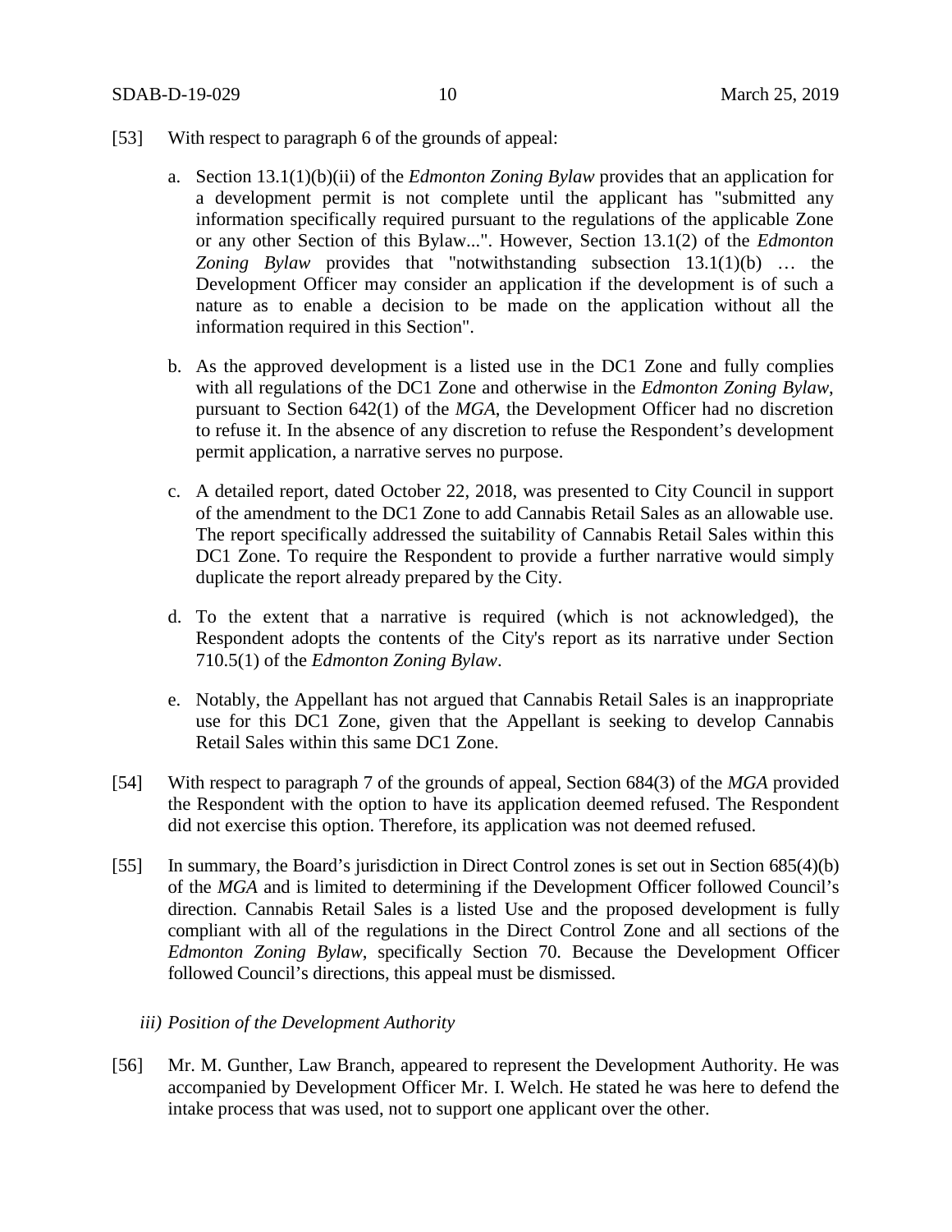[53] With respect to paragraph 6 of the grounds of appeal:

a. Section 13.1(1)(b)(ii) of the *Edmonton Zoning Bylaw* provides that an application for a development permit is not complete until the applicant has "submitted any information specifically required pursuant to the regulations of the applicable Zone or any other Section of this Bylaw...". However, Section 13.1(2) of the *Edmonton Zoning Bylaw* provides that "notwithstanding subsection 13.1(1)(b) … the Development Officer may consider an application if the development is of such a nature as to enable a decision to be made on the application without all the information required in this Section".

b. As the approved development is a listed use in the DC1 Zone and fully complies with all regulations of the DC1 Zone and otherwise in the *Edmonton Zoning Bylaw*, pursuant to Section 642(1) of the *MGA*, the Development Officer had no discretion to refuse it. In the absence of any discretion to refuse the Respondent's development permit application, a narrative serves no purpose.

c. A detailed report, dated October 22, 2018, was presented to City Council in support of the amendment to the DC1 Zone to add Cannabis Retail Sales as an allowable use. The report specifically addressed the suitability of Cannabis Retail Sales within this DC1 Zone. To require the Respondent to provide a further narrative would simply duplicate the report already prepared by the City.

d. To the extent that a narrative is required (which is not acknowledged), the Respondent adopts the contents of the City's report as its narrative under Section 710.5(1) of the *Edmonton Zoning Bylaw*.

e. Notably, the Appellant has not argued that Cannabis Retail Sales is an inappropriate use for this DC1 Zone, given that the Appellant is seeking to develop Cannabis Retail Sales within this same DC1 Zone.

[54] With respect to paragraph 7 of the grounds of appeal, Section 684(3) of the *MGA* provided the Respondent with the option to have its application deemed refused. The Respondent did not exercise this option. Therefore, its application was not deemed refused.

[55] In summary, the Board's jurisdiction in Direct Control zones is set out in Section 685(4)(b) of the *MGA* and is limited to determining if the Development Officer followed Council's direction. Cannabis Retail Sales is a listed Use and the proposed development is fully compliant with all of the regulations in the Direct Control Zone and all sections of the *Edmonton Zoning Bylaw*, specifically Section 70. Because the Development Officer followed Council's directions, this appeal must be dismissed.

*iii) Position of the Development Authority*

[56] Mr. M. Gunther, Law Branch, appeared to represent the Development Authority. He was accompanied by Development Officer Mr. I. Welch. He stated he was here to defend the intake process that was used, not to support one applicant over the other.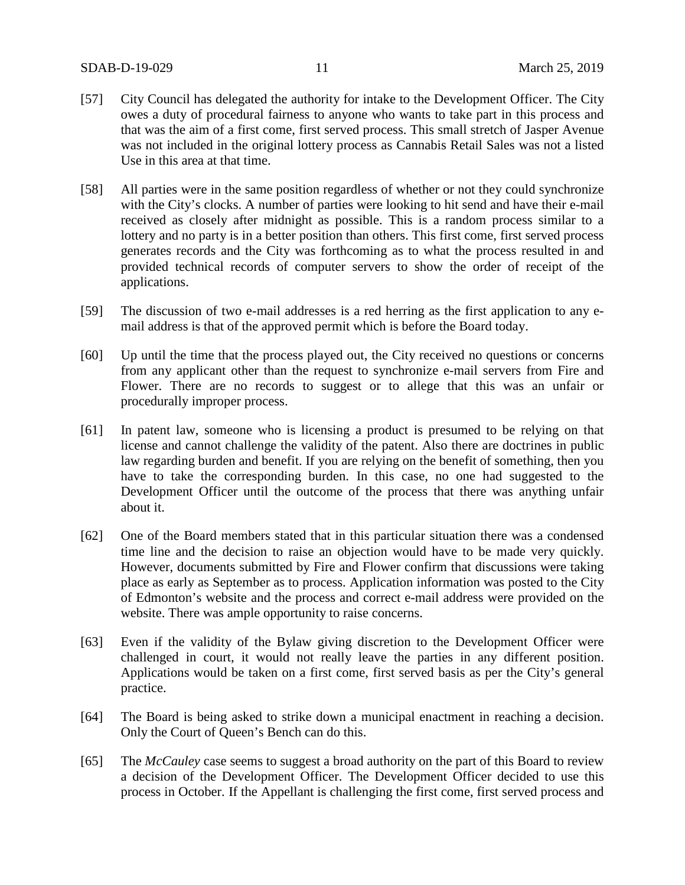[57] City Council has delegated the authority for intake to the Development Officer. The City owes a duty of procedural fairness to anyone who wants to take part in this process and that was the aim of a first come, first served process. This small stretch of Jasper Avenue was not included in the original lottery process as Cannabis Retail Sales was not a listed Use in this area at that time.

[58] All parties were in the same position regardless of whether or not they could synchronize with the City's clocks. A number of parties were looking to hit send and have their e-mail received as closely after midnight as possible. This is a random process similar to a lottery and no party is in a better position than others. This first come, first served process generates records and the City was forthcoming as to what the process resulted in and provided technical records of computer servers to show the order of receipt of the applications.

[59] The discussion of two e-mail addresses is a red herring as the first application to any e-mail address is that of the approved permit which is before the Board today.

[60] Up until the time that the process played out, the City received no questions or concerns from any applicant other than the request to synchronize e-mail servers from Fire and Flower. There are no records to suggest or to allege that this was an unfair or procedurally improper process.

[61] In patent law, someone who is licensing a product is presumed to be relying on that license and cannot challenge the validity of the patent. Also there are doctrines in public law regarding burden and benefit. If you are relying on the benefit of something, then you have to take the corresponding burden. In this case, no one had suggested to the Development Officer until the outcome of the process that there was anything unfair about it.

[62] One of the Board members stated that in this particular situation there was a condensed time line and the decision to raise an objection would have to be made very quickly. However, documents submitted by Fire and Flower confirm that discussions were taking place as early as September as to process. Application information was posted to the City of Edmonton's website and the process and correct e-mail address were provided on the website. There was ample opportunity to raise concerns.

[63] Even if the validity of the Bylaw giving discretion to the Development Officer were challenged in court, it would not really leave the parties in any different position. Applications would be taken on a first come, first served basis as per the City's general practice.

[64] The Board is being asked to strike down a municipal enactment in reaching a decision. Only the Court of Queen's Bench can do this.

[65] The *McCauley* case seems to suggest a broad authority on the part of this Board to review a decision of the Development Officer. The Development Officer decided to use this process in October. If the Appellant is challenging the first come, first served process and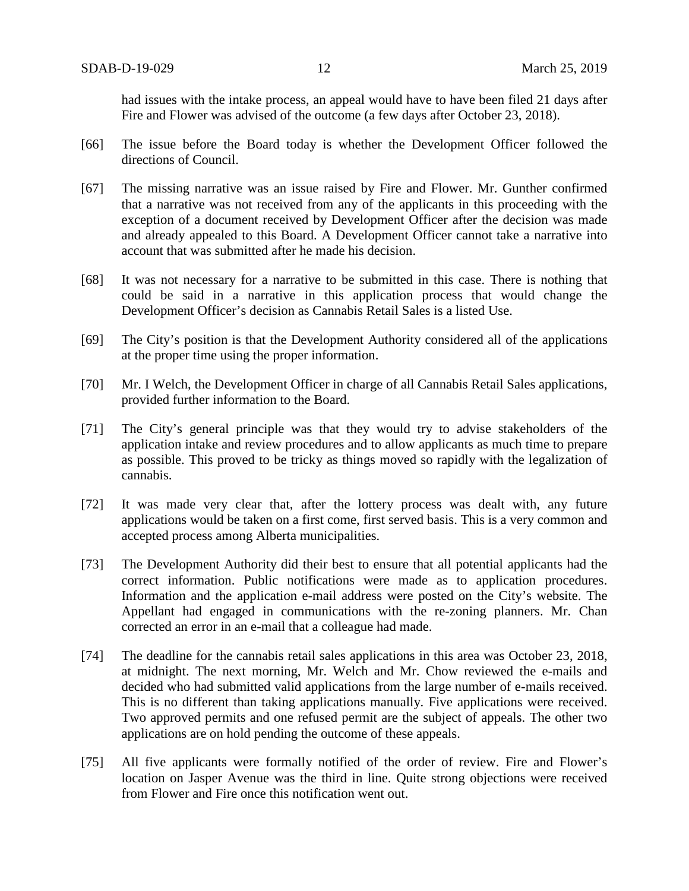had issues with the intake process, an appeal would have to have been filed 21 days after Fire and Flower was advised of the outcome (a few days after October 23, 2018).

[66] The issue before the Board today is whether the Development Officer followed the directions of Council.

[67] The missing narrative was an issue raised by Fire and Flower. Mr. Gunther confirmed that a narrative was not received from any of the applicants in this proceeding with the exception of a document received by Development Officer after the decision was made and already appealed to this Board. A Development Officer cannot take a narrative into account that was submitted after he made his decision.

[68] It was not necessary for a narrative to be submitted in this case. There is nothing that could be said in a narrative in this application process that would change the Development Officer's decision as Cannabis Retail Sales is a listed Use.

[69] The City's position is that the Development Authority considered all of the applications at the proper time using the proper information.

[70] Mr. I Welch, the Development Officer in charge of all Cannabis Retail Sales applications, provided further information to the Board.

[71] The City's general principle was that they would try to advise stakeholders of the application intake and review procedures and to allow applicants as much time to prepare as possible. This proved to be tricky as things moved so rapidly with the legalization of cannabis.

[72] It was made very clear that, after the lottery process was dealt with, any future applications would be taken on a first come, first served basis. This is a very common and accepted process among Alberta municipalities.

[73] The Development Authority did their best to ensure that all potential applicants had the correct information. Public notifications were made as to application procedures. Information and the application e-mail address were posted on the City's website. The Appellant had engaged in communications with the re-zoning planners. Mr. Chan corrected an error in an e-mail that a colleague had made.

[74] The deadline for the cannabis retail sales applications in this area was October 23, 2018, at midnight. The next morning, Mr. Welch and Mr. Chow reviewed the e-mails and decided who had submitted valid applications from the large number of e-mails received. This is no different than taking applications manually. Five applications were received. Two approved permits and one refused permit are the subject of appeals. The other two applications are on hold pending the outcome of these appeals.

[75] All five applicants were formally notified of the order of review. Fire and Flower's location on Jasper Avenue was the third in line. Quite strong objections were received from Flower and Fire once this notification went out.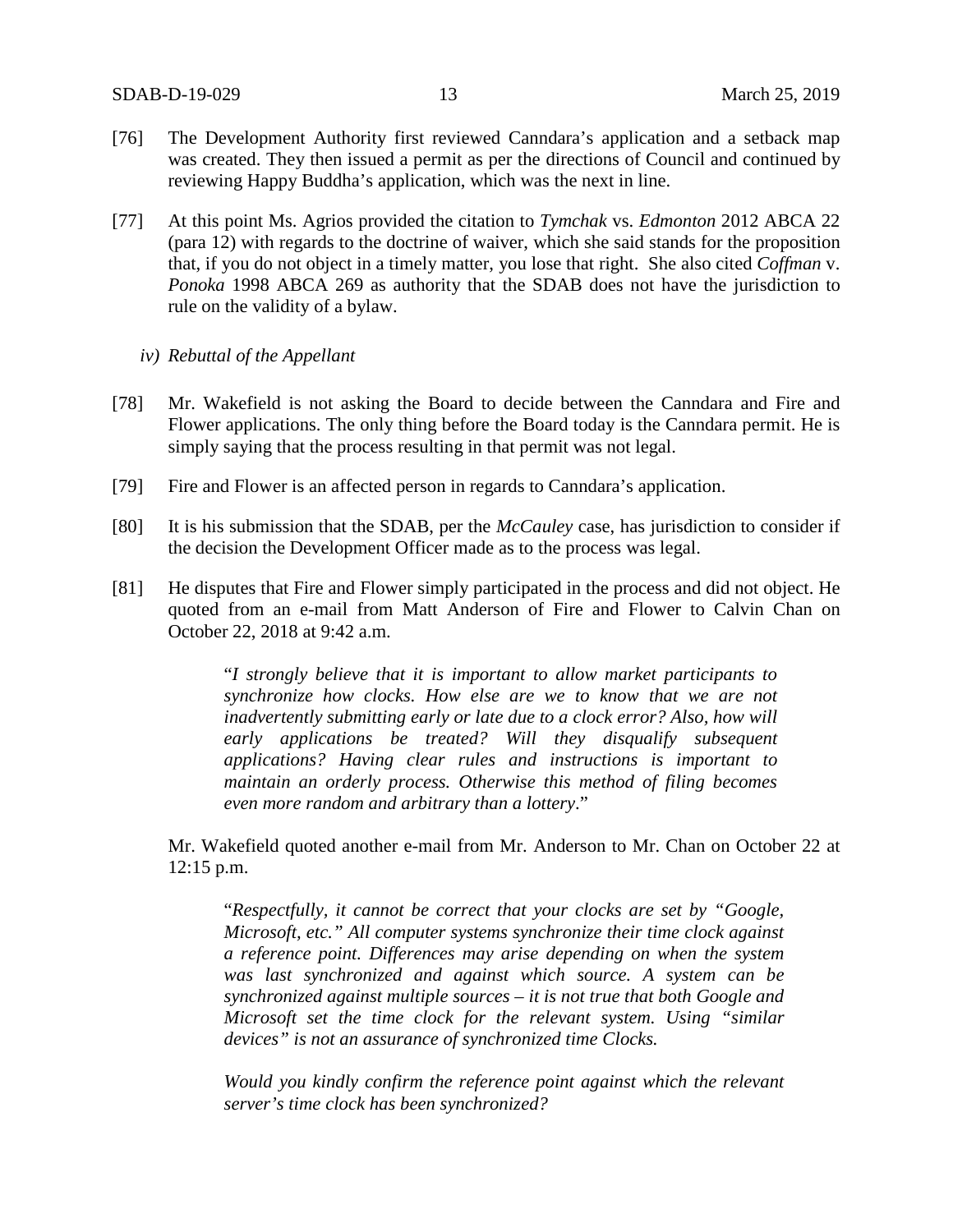[76] The Development Authority first reviewed Canndara's application and a setback map was created. They then issued a permit as per the directions of Council and continued by reviewing Happy Buddha's application, which was the next in line.

[77] At this point Ms. Agrios provided the citation to *Tymchak* vs. *Edmonton* 2012 ABCA 22 (para 12) with regards to the doctrine of waiver, which she said stands for the proposition that, if you do not object in a timely matter, you lose that right. She also cited *Coffman* v. *Ponoka* 1998 ABCA 269 as authority that the SDAB does not have the jurisdiction to rule on the validity of a bylaw.

*iv) Rebuttal of the Appellant*

[78] Mr. Wakefield is not asking the Board to decide between the Canndara and Fire and Flower applications. The only thing before the Board today is the Canndara permit. He is simply saying that the process resulting in that permit was not legal.

[79] Fire and Flower is an affected person in regards to Canndara's application.

[80] It is his submission that the SDAB, per the *McCauley* case, has jurisdiction to consider if the decision the Development Officer made as to the process was legal.

[81] He disputes that Fire and Flower simply participated in the process and did not object. He quoted from an e-mail from Matt Anderson of Fire and Flower to Calvin Chan on October 22, 2018 at 9:42 a.m.

> "*I strongly believe that it is important to allow market participants to synchronize how clocks. How else are we to know that we are not inadvertently submitting early or late due to a clock error? Also, how will early applications be treated? Will they disqualify subsequent applications? Having clear rules and instructions is important to maintain an orderly process. Otherwise this method of filing becomes even more random and arbitrary than a lottery*."

Mr. Wakefield quoted another e-mail from Mr. Anderson to Mr. Chan on October 22 at 12:15 p.m.

> "*Respectfully, it cannot be correct that your clocks are set by "Google, Microsoft, etc." All computer systems synchronize their time clock against a reference point. Differences may arise depending on when the system was last synchronized and against which source. A system can be synchronized against multiple sources – it is not true that both Google and Microsoft set the time clock for the relevant system. Using "similar devices" is not an assurance of synchronized time Clocks.*
>
> *Would you kindly confirm the reference point against which the relevant server's time clock has been synchronized?*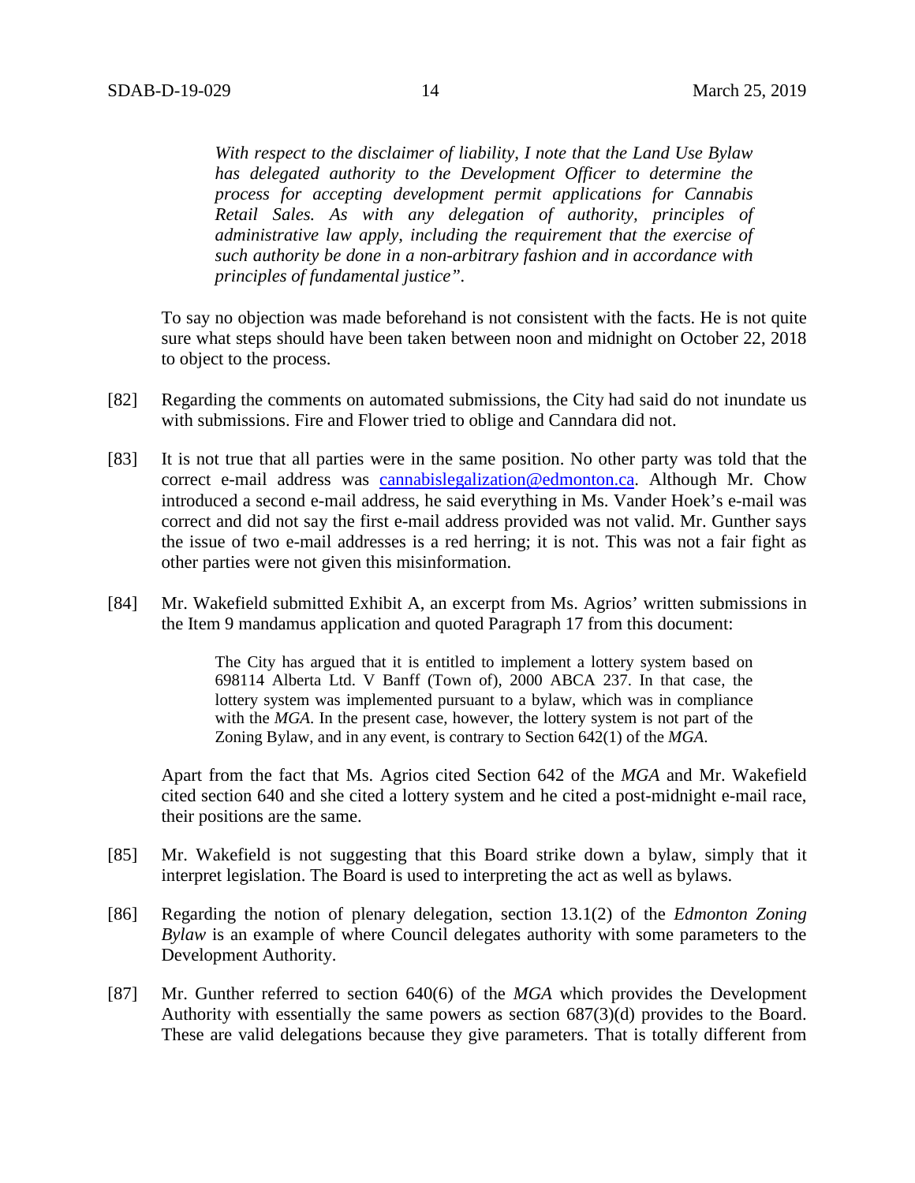> *With respect to the disclaimer of liability, I note that the Land Use Bylaw has delegated authority to the Development Officer to determine the process for accepting development permit applications for Cannabis Retail Sales. As with any delegation of authority, principles of administrative law apply, including the requirement that the exercise of such authority be done in a non-arbitrary fashion and in accordance with principles of fundamental justice".*

To say no objection was made beforehand is not consistent with the facts. He is not quite sure what steps should have been taken between noon and midnight on October 22, 2018 to object to the process.

[82] Regarding the comments on automated submissions, the City had said do not inundate us with submissions. Fire and Flower tried to oblige and Canndara did not.

[83] It is not true that all parties were in the same position. No other party was told that the correct e-mail address was cannabislegalization@edmonton.ca. Although Mr. Chow introduced a second e-mail address, he said everything in Ms. Vander Hoek's e-mail was correct and did not say the first e-mail address provided was not valid. Mr. Gunther says the issue of two e-mail addresses is a red herring; it is not. This was not a fair fight as other parties were not given this misinformation.

[84] Mr. Wakefield submitted Exhibit A, an excerpt from Ms. Agrios' written submissions in the Item 9 mandamus application and quoted Paragraph 17 from this document:

> The City has argued that it is entitled to implement a lottery system based on 698114 Alberta Ltd. V Banff (Town of), 2000 ABCA 237. In that case, the lottery system was implemented pursuant to a bylaw, which was in compliance with the *MGA*. In the present case, however, the lottery system is not part of the Zoning Bylaw, and in any event, is contrary to Section 642(1) of the *MGA*.

Apart from the fact that Ms. Agrios cited Section 642 of the *MGA* and Mr. Wakefield cited section 640 and she cited a lottery system and he cited a post-midnight e-mail race, their positions are the same.

[85] Mr. Wakefield is not suggesting that this Board strike down a bylaw, simply that it interpret legislation. The Board is used to interpreting the act as well as bylaws.

[86] Regarding the notion of plenary delegation, section 13.1(2) of the *Edmonton Zoning Bylaw* is an example of where Council delegates authority with some parameters to the Development Authority.

[87] Mr. Gunther referred to section 640(6) of the *MGA* which provides the Development Authority with essentially the same powers as section 687(3)(d) provides to the Board. These are valid delegations because they give parameters. That is totally different from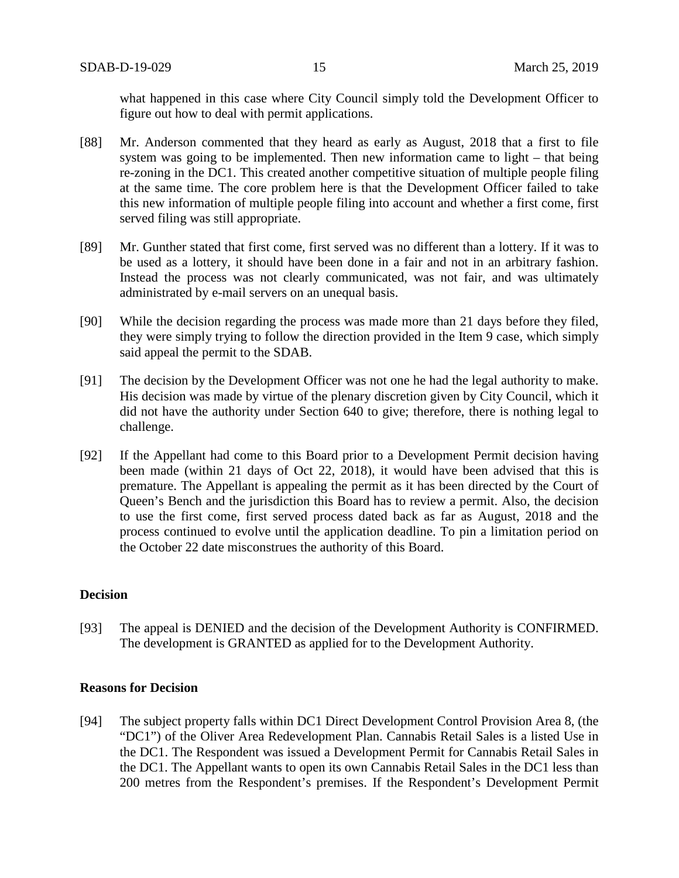what happened in this case where City Council simply told the Development Officer to figure out how to deal with permit applications.

[88] Mr. Anderson commented that they heard as early as August, 2018 that a first to file system was going to be implemented. Then new information came to light – that being re-zoning in the DC1. This created another competitive situation of multiple people filing at the same time. The core problem here is that the Development Officer failed to take this new information of multiple people filing into account and whether a first come, first served filing was still appropriate.

[89] Mr. Gunther stated that first come, first served was no different than a lottery. If it was to be used as a lottery, it should have been done in a fair and not in an arbitrary fashion. Instead the process was not clearly communicated, was not fair, and was ultimately administrated by e-mail servers on an unequal basis.

[90] While the decision regarding the process was made more than 21 days before they filed, they were simply trying to follow the direction provided in the Item 9 case, which simply said appeal the permit to the SDAB.

[91] The decision by the Development Officer was not one he had the legal authority to make. His decision was made by virtue of the plenary discretion given by City Council, which it did not have the authority under Section 640 to give; therefore, there is nothing legal to challenge.

[92] If the Appellant had come to this Board prior to a Development Permit decision having been made (within 21 days of Oct 22, 2018), it would have been advised that this is premature. The Appellant is appealing the permit as it has been directed by the Court of Queen's Bench and the jurisdiction this Board has to review a permit. Also, the decision to use the first come, first served process dated back as far as August, 2018 and the process continued to evolve until the application deadline. To pin a limitation period on the October 22 date misconstrues the authority of this Board.

## Decision

[93] The appeal is DENIED and the decision of the Development Authority is CONFIRMED. The development is GRANTED as applied for to the Development Authority.

## Reasons for Decision

[94] The subject property falls within DC1 Direct Development Control Provision Area 8, (the "DC1") of the Oliver Area Redevelopment Plan. Cannabis Retail Sales is a listed Use in the DC1. The Respondent was issued a Development Permit for Cannabis Retail Sales in the DC1. The Appellant wants to open its own Cannabis Retail Sales in the DC1 less than 200 metres from the Respondent's premises. If the Respondent's Development Permit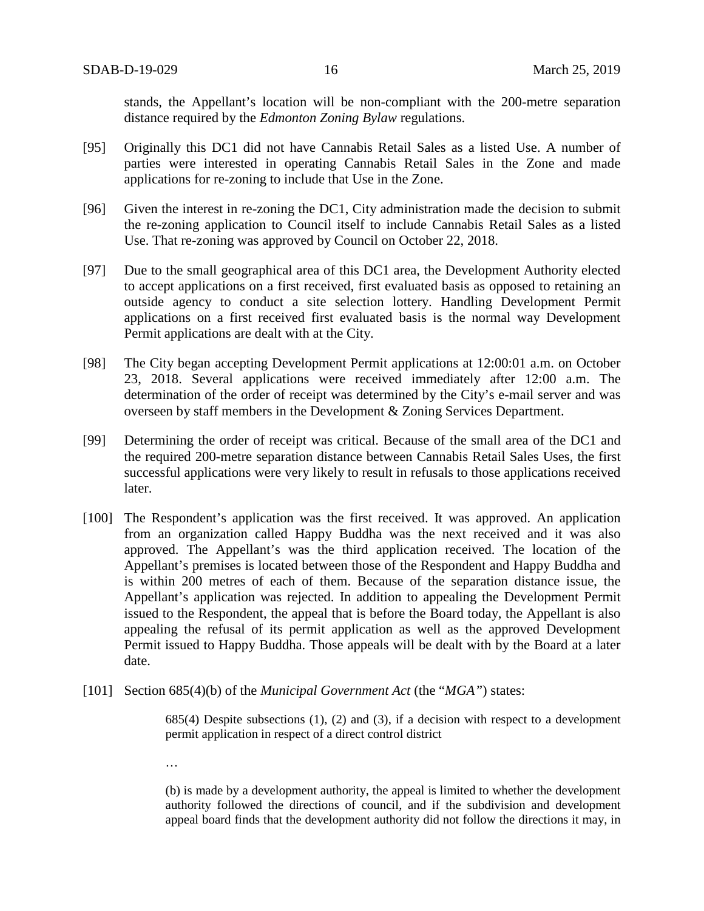stands, the Appellant's location will be non-compliant with the 200-metre separation distance required by the *Edmonton Zoning Bylaw* regulations.

[95] Originally this DC1 did not have Cannabis Retail Sales as a listed Use. A number of parties were interested in operating Cannabis Retail Sales in the Zone and made applications for re-zoning to include that Use in the Zone.

[96] Given the interest in re-zoning the DC1, City administration made the decision to submit the re-zoning application to Council itself to include Cannabis Retail Sales as a listed Use. That re-zoning was approved by Council on October 22, 2018.

[97] Due to the small geographical area of this DC1 area, the Development Authority elected to accept applications on a first received, first evaluated basis as opposed to retaining an outside agency to conduct a site selection lottery. Handling Development Permit applications on a first received first evaluated basis is the normal way Development Permit applications are dealt with at the City.

[98] The City began accepting Development Permit applications at 12:00:01 a.m. on October 23, 2018. Several applications were received immediately after 12:00 a.m. The determination of the order of receipt was determined by the City's e-mail server and was overseen by staff members in the Development & Zoning Services Department.

[99] Determining the order of receipt was critical. Because of the small area of the DC1 and the required 200-metre separation distance between Cannabis Retail Sales Uses, the first successful applications were very likely to result in refusals to those applications received later.

[100] The Respondent's application was the first received. It was approved. An application from an organization called Happy Buddha was the next received and it was also approved. The Appellant's was the third application received. The location of the Appellant's premises is located between those of the Respondent and Happy Buddha and is within 200 metres of each of them. Because of the separation distance issue, the Appellant's application was rejected. In addition to appealing the Development Permit issued to the Respondent, the appeal that is before the Board today, the Appellant is also appealing the refusal of its permit application as well as the approved Development Permit issued to Happy Buddha. Those appeals will be dealt with by the Board at a later date.

[101] Section 685(4)(b) of the *Municipal Government Act* (the "*MGA*") states:

> 685(4) Despite subsections (1), (2) and (3), if a decision with respect to a development permit application in respect of a direct control district
>
> …
>
> (b) is made by a development authority, the appeal is limited to whether the development authority followed the directions of council, and if the subdivision and development appeal board finds that the development authority did not follow the directions it may, in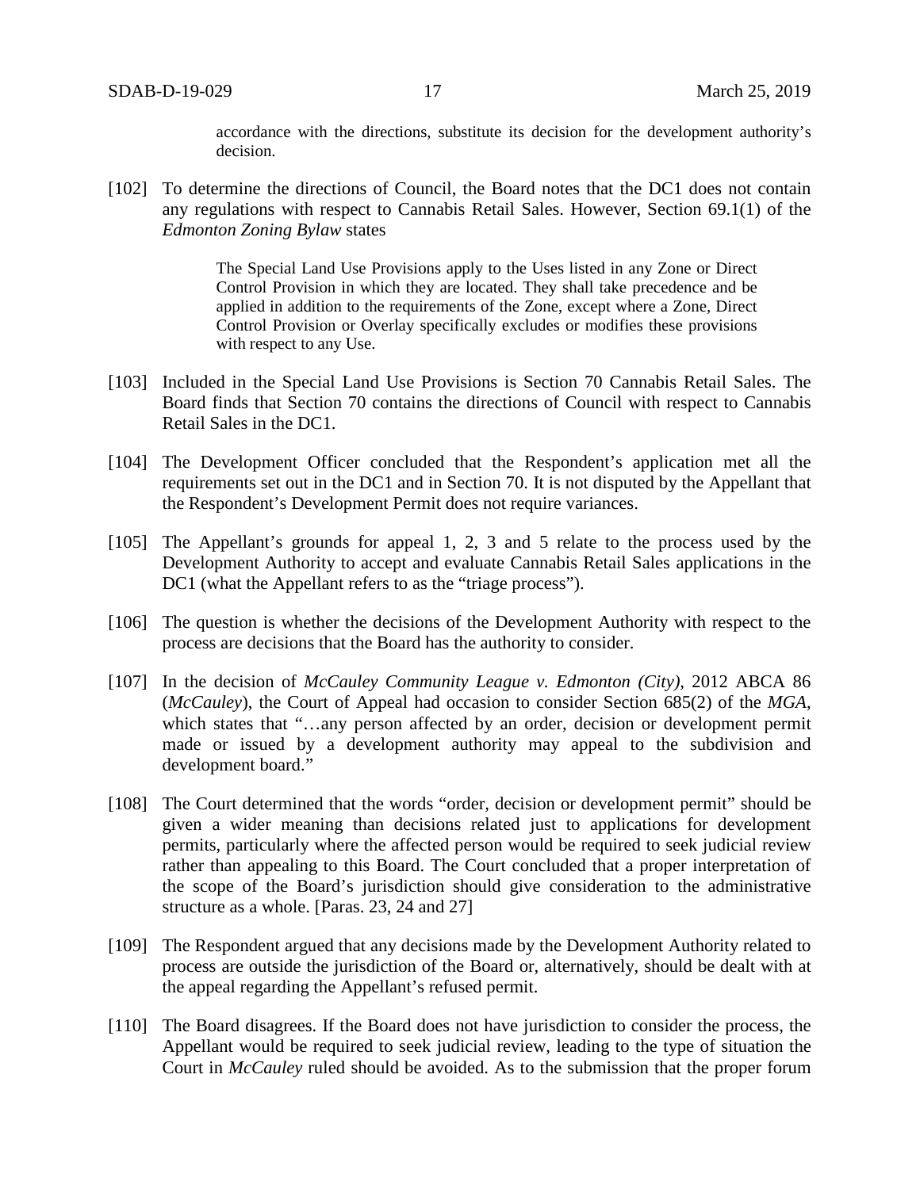accordance with the directions, substitute its decision for the development authority's decision.

[102] To determine the directions of Council, the Board notes that the DC1 does not contain any regulations with respect to Cannabis Retail Sales. However, Section 69.1(1) of the *Edmonton Zoning Bylaw* states

> The Special Land Use Provisions apply to the Uses listed in any Zone or Direct Control Provision in which they are located. They shall take precedence and be applied in addition to the requirements of the Zone, except where a Zone, Direct Control Provision or Overlay specifically excludes or modifies these provisions with respect to any Use.

[103] Included in the Special Land Use Provisions is Section 70 Cannabis Retail Sales. The Board finds that Section 70 contains the directions of Council with respect to Cannabis Retail Sales in the DC1.

[104] The Development Officer concluded that the Respondent's application met all the requirements set out in the DC1 and in Section 70. It is not disputed by the Appellant that the Respondent's Development Permit does not require variances.

[105] The Appellant's grounds for appeal 1, 2, 3 and 5 relate to the process used by the Development Authority to accept and evaluate Cannabis Retail Sales applications in the DC1 (what the Appellant refers to as the "triage process").

[106] The question is whether the decisions of the Development Authority with respect to the process are decisions that the Board has the authority to consider.

[107] In the decision of *McCauley Community League v. Edmonton (City)*, 2012 ABCA 86 (*McCauley*), the Court of Appeal had occasion to consider Section 685(2) of the *MGA*, which states that "…any person affected by an order, decision or development permit made or issued by a development authority may appeal to the subdivision and development board."

[108] The Court determined that the words "order, decision or development permit" should be given a wider meaning than decisions related just to applications for development permits, particularly where the affected person would be required to seek judicial review rather than appealing to this Board. The Court concluded that a proper interpretation of the scope of the Board's jurisdiction should give consideration to the administrative structure as a whole. [Paras. 23, 24 and 27]

[109] The Respondent argued that any decisions made by the Development Authority related to process are outside the jurisdiction of the Board or, alternatively, should be dealt with at the appeal regarding the Appellant's refused permit.

[110] The Board disagrees. If the Board does not have jurisdiction to consider the process, the Appellant would be required to seek judicial review, leading to the type of situation the Court in *McCauley* ruled should be avoided. As to the submission that the proper forum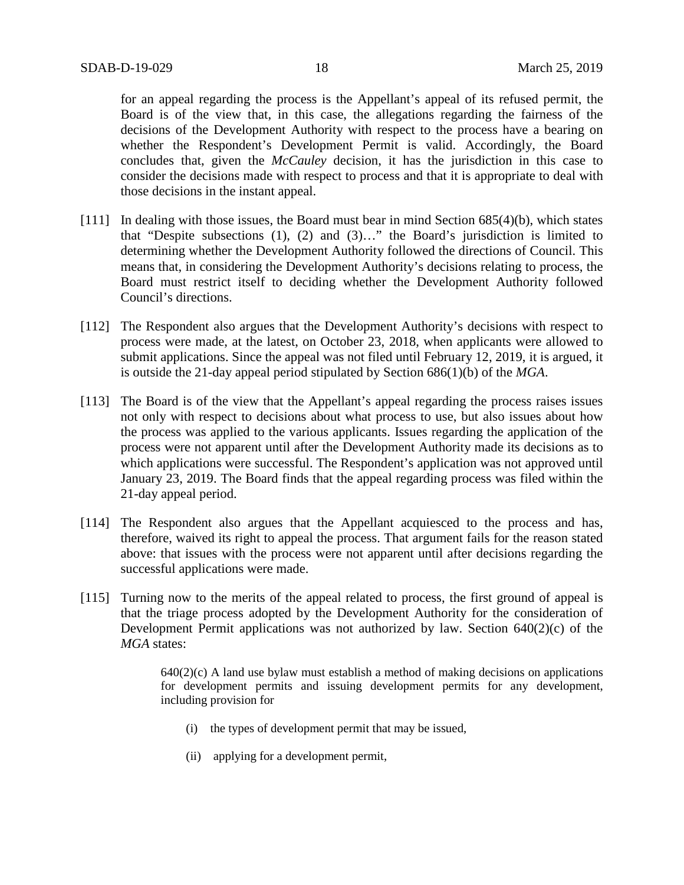for an appeal regarding the process is the Appellant's appeal of its refused permit, the Board is of the view that, in this case, the allegations regarding the fairness of the decisions of the Development Authority with respect to the process have a bearing on whether the Respondent's Development Permit is valid. Accordingly, the Board concludes that, given the *McCauley* decision, it has the jurisdiction in this case to consider the decisions made with respect to process and that it is appropriate to deal with those decisions in the instant appeal.

[111] In dealing with those issues, the Board must bear in mind Section 685(4)(b), which states that "Despite subsections (1), (2) and (3)…" the Board's jurisdiction is limited to determining whether the Development Authority followed the directions of Council. This means that, in considering the Development Authority's decisions relating to process, the Board must restrict itself to deciding whether the Development Authority followed Council's directions.

[112] The Respondent also argues that the Development Authority's decisions with respect to process were made, at the latest, on October 23, 2018, when applicants were allowed to submit applications. Since the appeal was not filed until February 12, 2019, it is argued, it is outside the 21-day appeal period stipulated by Section 686(1)(b) of the *MGA*.

[113] The Board is of the view that the Appellant's appeal regarding the process raises issues not only with respect to decisions about what process to use, but also issues about how the process was applied to the various applicants. Issues regarding the application of the process were not apparent until after the Development Authority made its decisions as to which applications were successful. The Respondent's application was not approved until January 23, 2019. The Board finds that the appeal regarding process was filed within the 21-day appeal period.

[114] The Respondent also argues that the Appellant acquiesced to the process and has, therefore, waived its right to appeal the process. That argument fails for the reason stated above: that issues with the process were not apparent until after decisions regarding the successful applications were made.

[115] Turning now to the merits of the appeal related to process, the first ground of appeal is that the triage process adopted by the Development Authority for the consideration of Development Permit applications was not authorized by law. Section 640(2)(c) of the *MGA* states:

> 640(2)(c) A land use bylaw must establish a method of making decisions on applications for development permits and issuing development permits for any development, including provision for
>
> (i) the types of development permit that may be issued,
>
> (ii) applying for a development permit,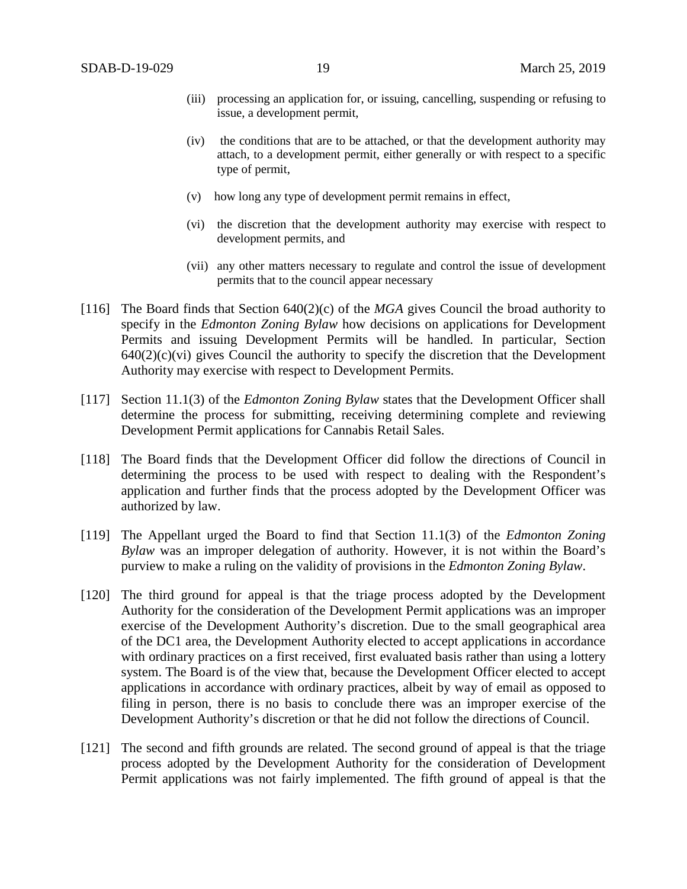(iii) processing an application for, or issuing, cancelling, suspending or refusing to issue, a development permit,

(iv) the conditions that are to be attached, or that the development authority may attach, to a development permit, either generally or with respect to a specific type of permit,

(v) how long any type of development permit remains in effect,

(vi) the discretion that the development authority may exercise with respect to development permits, and

(vii) any other matters necessary to regulate and control the issue of development permits that to the council appear necessary

[116] The Board finds that Section 640(2)(c) of the *MGA* gives Council the broad authority to specify in the *Edmonton Zoning Bylaw* how decisions on applications for Development Permits and issuing Development Permits will be handled. In particular, Section 640(2)(c)(vi) gives Council the authority to specify the discretion that the Development Authority may exercise with respect to Development Permits.

[117] Section 11.1(3) of the *Edmonton Zoning Bylaw* states that the Development Officer shall determine the process for submitting, receiving determining complete and reviewing Development Permit applications for Cannabis Retail Sales.

[118] The Board finds that the Development Officer did follow the directions of Council in determining the process to be used with respect to dealing with the Respondent's application and further finds that the process adopted by the Development Officer was authorized by law.

[119] The Appellant urged the Board to find that Section 11.1(3) of the *Edmonton Zoning Bylaw* was an improper delegation of authority. However, it is not within the Board's purview to make a ruling on the validity of provisions in the *Edmonton Zoning Bylaw*.

[120] The third ground for appeal is that the triage process adopted by the Development Authority for the consideration of the Development Permit applications was an improper exercise of the Development Authority's discretion. Due to the small geographical area of the DC1 area, the Development Authority elected to accept applications in accordance with ordinary practices on a first received, first evaluated basis rather than using a lottery system. The Board is of the view that, because the Development Officer elected to accept applications in accordance with ordinary practices, albeit by way of email as opposed to filing in person, there is no basis to conclude there was an improper exercise of the Development Authority's discretion or that he did not follow the directions of Council.

[121] The second and fifth grounds are related. The second ground of appeal is that the triage process adopted by the Development Authority for the consideration of Development Permit applications was not fairly implemented. The fifth ground of appeal is that the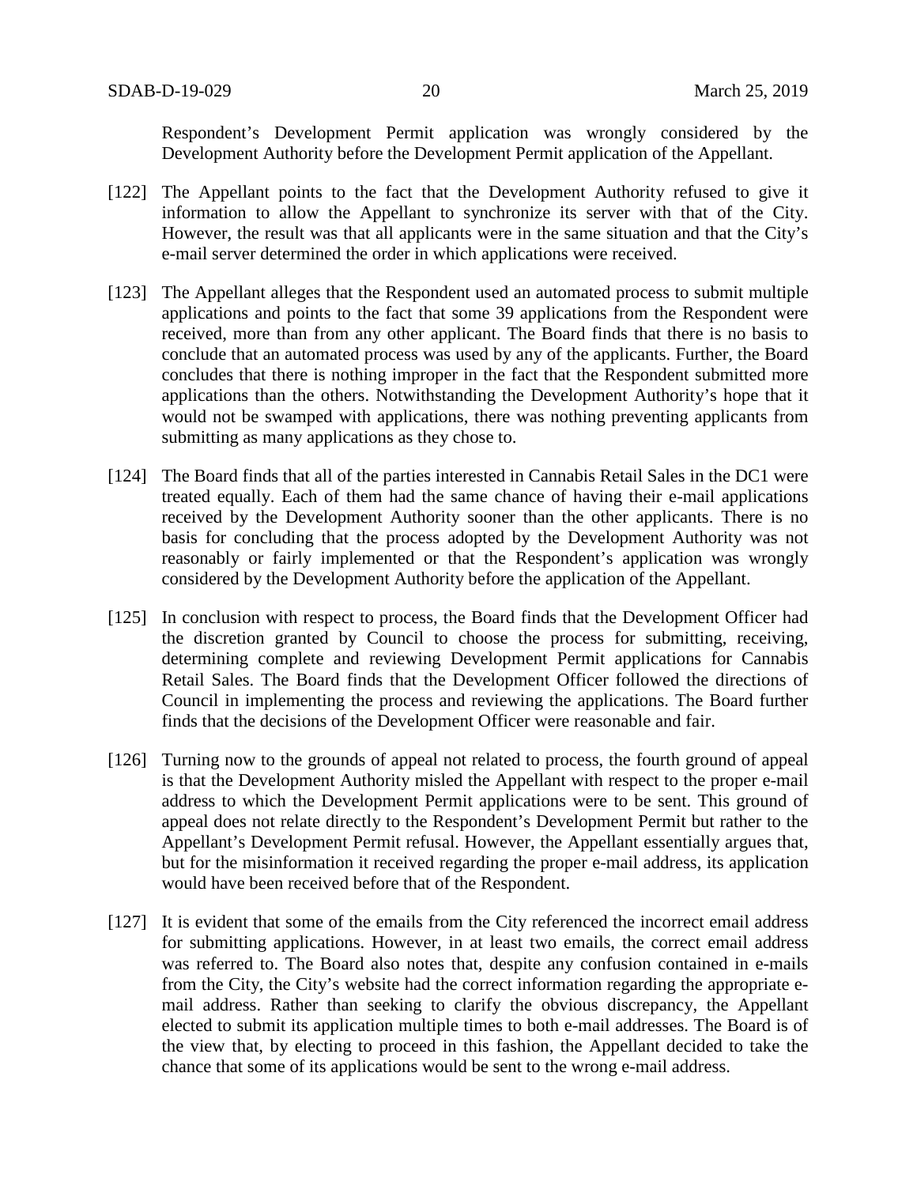Respondent's Development Permit application was wrongly considered by the Development Authority before the Development Permit application of the Appellant.

[122] The Appellant points to the fact that the Development Authority refused to give it information to allow the Appellant to synchronize its server with that of the City. However, the result was that all applicants were in the same situation and that the City's e-mail server determined the order in which applications were received.

[123] The Appellant alleges that the Respondent used an automated process to submit multiple applications and points to the fact that some 39 applications from the Respondent were received, more than from any other applicant. The Board finds that there is no basis to conclude that an automated process was used by any of the applicants. Further, the Board concludes that there is nothing improper in the fact that the Respondent submitted more applications than the others. Notwithstanding the Development Authority's hope that it would not be swamped with applications, there was nothing preventing applicants from submitting as many applications as they chose to.

[124] The Board finds that all of the parties interested in Cannabis Retail Sales in the DC1 were treated equally. Each of them had the same chance of having their e-mail applications received by the Development Authority sooner than the other applicants. There is no basis for concluding that the process adopted by the Development Authority was not reasonably or fairly implemented or that the Respondent's application was wrongly considered by the Development Authority before the application of the Appellant.

[125] In conclusion with respect to process, the Board finds that the Development Officer had the discretion granted by Council to choose the process for submitting, receiving, determining complete and reviewing Development Permit applications for Cannabis Retail Sales. The Board finds that the Development Officer followed the directions of Council in implementing the process and reviewing the applications. The Board further finds that the decisions of the Development Officer were reasonable and fair.

[126] Turning now to the grounds of appeal not related to process, the fourth ground of appeal is that the Development Authority misled the Appellant with respect to the proper e-mail address to which the Development Permit applications were to be sent. This ground of appeal does not relate directly to the Respondent's Development Permit but rather to the Appellant's Development Permit refusal. However, the Appellant essentially argues that, but for the misinformation it received regarding the proper e-mail address, its application would have been received before that of the Respondent.

[127] It is evident that some of the emails from the City referenced the incorrect email address for submitting applications. However, in at least two emails, the correct email address was referred to. The Board also notes that, despite any confusion contained in e-mails from the City, the City's website had the correct information regarding the appropriate e-mail address. Rather than seeking to clarify the obvious discrepancy, the Appellant elected to submit its application multiple times to both e-mail addresses. The Board is of the view that, by electing to proceed in this fashion, the Appellant decided to take the chance that some of its applications would be sent to the wrong e-mail address.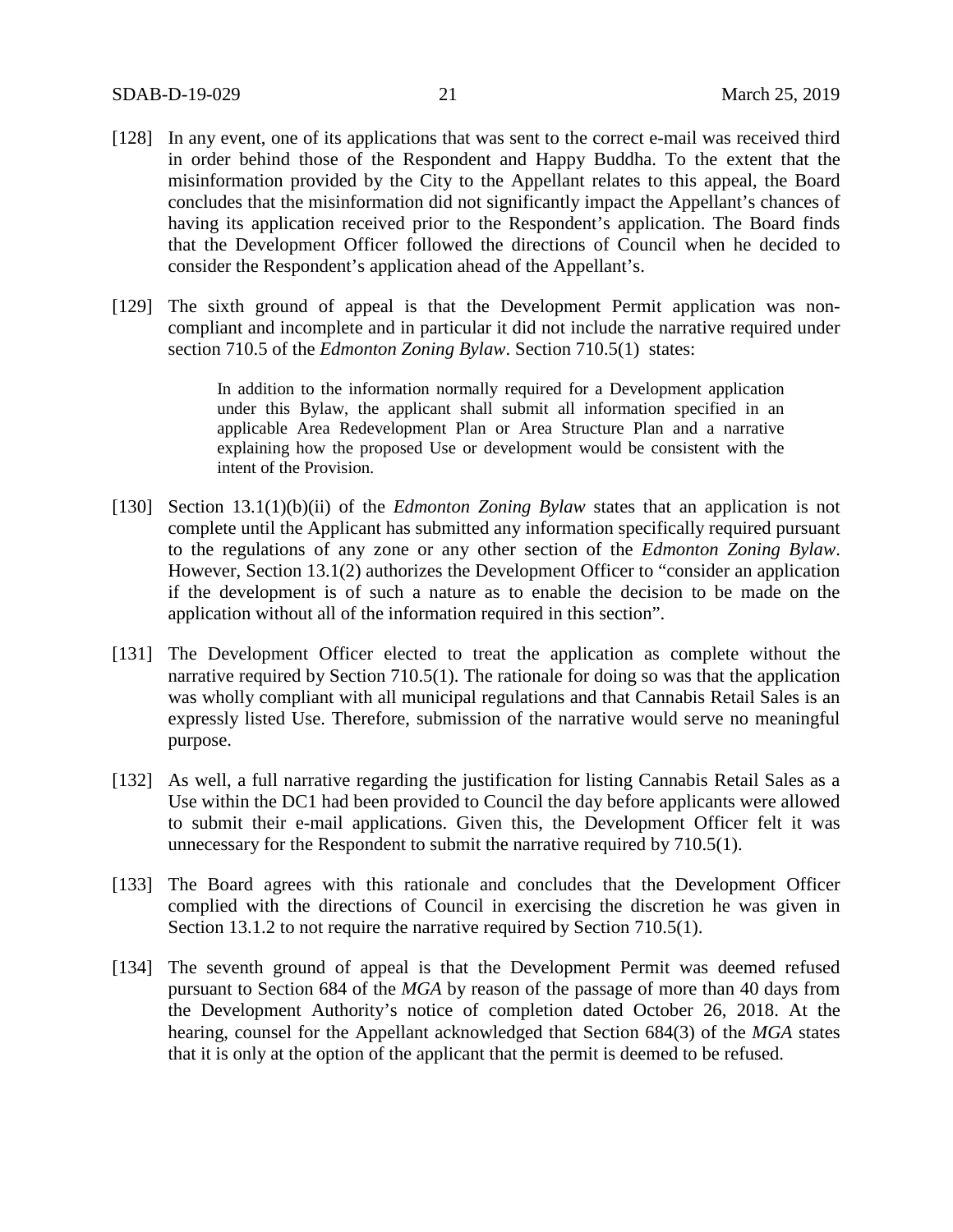[128] In any event, one of its applications that was sent to the correct e-mail was received third in order behind those of the Respondent and Happy Buddha. To the extent that the misinformation provided by the City to the Appellant relates to this appeal, the Board concludes that the misinformation did not significantly impact the Appellant's chances of having its application received prior to the Respondent's application. The Board finds that the Development Officer followed the directions of Council when he decided to consider the Respondent's application ahead of the Appellant's.

[129] The sixth ground of appeal is that the Development Permit application was non-compliant and incomplete and in particular it did not include the narrative required under section 710.5 of the *Edmonton Zoning Bylaw*. Section 710.5(1) states:

> In addition to the information normally required for a Development application under this Bylaw, the applicant shall submit all information specified in an applicable Area Redevelopment Plan or Area Structure Plan and a narrative explaining how the proposed Use or development would be consistent with the intent of the Provision.

[130] Section 13.1(1)(b)(ii) of the *Edmonton Zoning Bylaw* states that an application is not complete until the Applicant has submitted any information specifically required pursuant to the regulations of any zone or any other section of the *Edmonton Zoning Bylaw*. However, Section 13.1(2) authorizes the Development Officer to "consider an application if the development is of such a nature as to enable the decision to be made on the application without all of the information required in this section".

[131] The Development Officer elected to treat the application as complete without the narrative required by Section 710.5(1). The rationale for doing so was that the application was wholly compliant with all municipal regulations and that Cannabis Retail Sales is an expressly listed Use. Therefore, submission of the narrative would serve no meaningful purpose.

[132] As well, a full narrative regarding the justification for listing Cannabis Retail Sales as a Use within the DC1 had been provided to Council the day before applicants were allowed to submit their e-mail applications. Given this, the Development Officer felt it was unnecessary for the Respondent to submit the narrative required by 710.5(1).

[133] The Board agrees with this rationale and concludes that the Development Officer complied with the directions of Council in exercising the discretion he was given in Section 13.1.2 to not require the narrative required by Section 710.5(1).

[134] The seventh ground of appeal is that the Development Permit was deemed refused pursuant to Section 684 of the *MGA* by reason of the passage of more than 40 days from the Development Authority's notice of completion dated October 26, 2018. At the hearing, counsel for the Appellant acknowledged that Section 684(3) of the *MGA* states that it is only at the option of the applicant that the permit is deemed to be refused.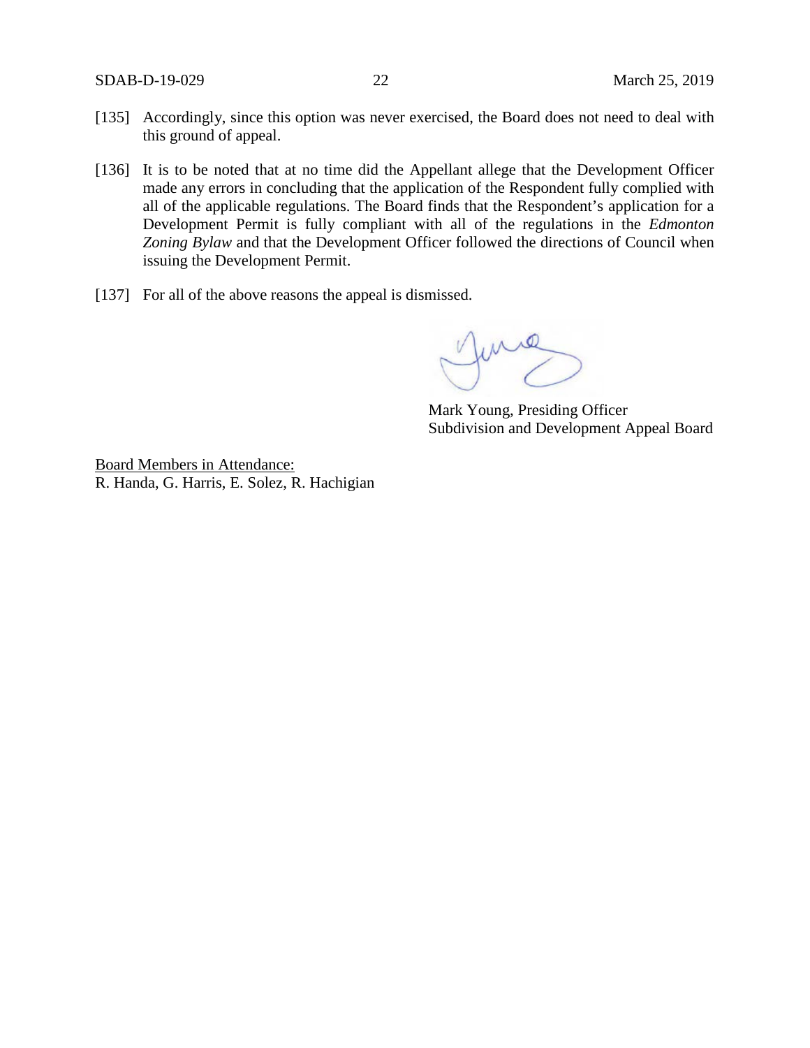[135] Accordingly, since this option was never exercised, the Board does not need to deal with this ground of appeal.

[136] It is to be noted that at no time did the Appellant allege that the Development Officer made any errors in concluding that the application of the Respondent fully complied with all of the applicable regulations. The Board finds that the Respondent's application for a Development Permit is fully compliant with all of the regulations in the *Edmonton Zoning Bylaw* and that the Development Officer followed the directions of Council when issuing the Development Permit.

[137] For all of the above reasons the appeal is dismissed.

Mark Young, Presiding Officer
Subdivision and Development Appeal Board

Board Members in Attendance:
R. Handa, G. Harris, E. Solez, R. Hachigian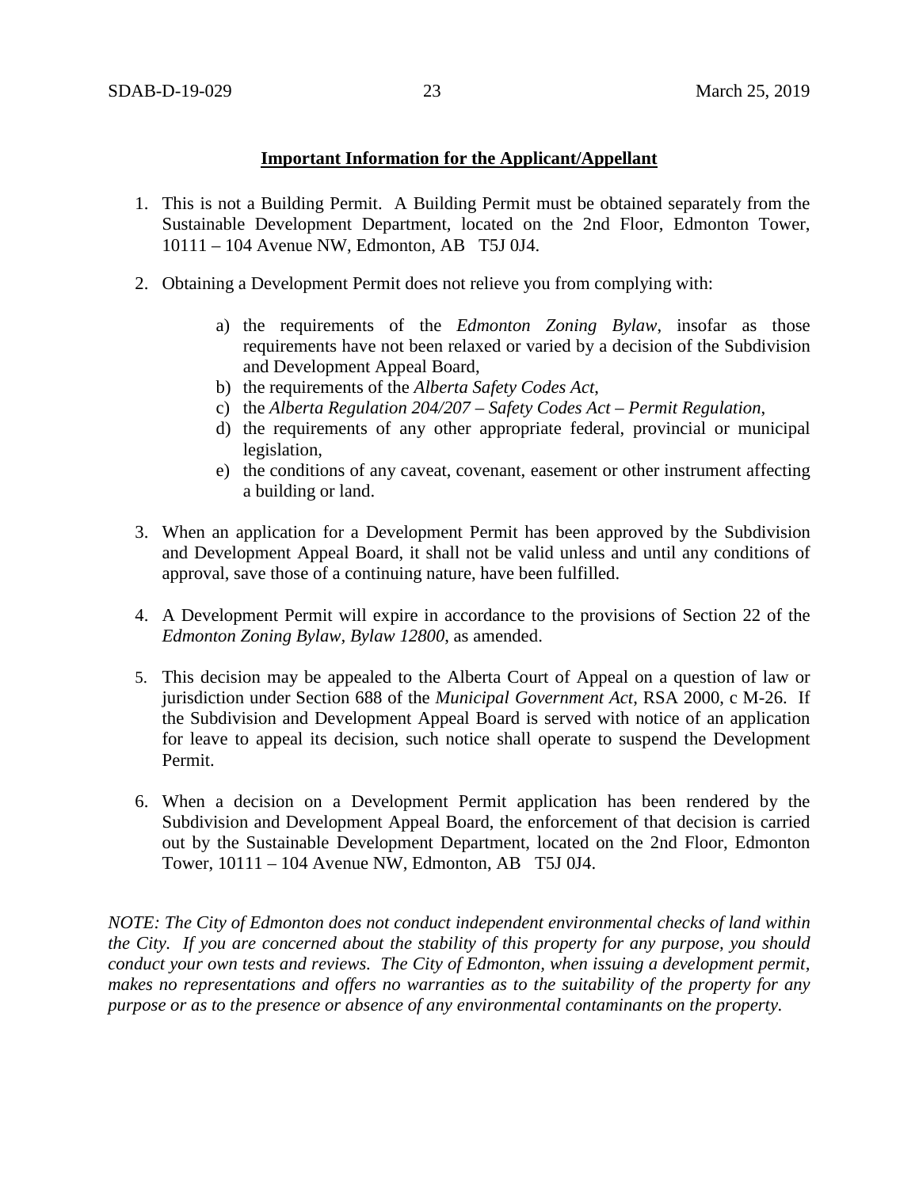**Important Information for the Applicant/Appellant**

1. This is not a Building Permit. A Building Permit must be obtained separately from the Sustainable Development Department, located on the 2nd Floor, Edmonton Tower, 10111 – 104 Avenue NW, Edmonton, AB T5J 0J4.

2. Obtaining a Development Permit does not relieve you from complying with:

   a) the requirements of the *Edmonton Zoning Bylaw*, insofar as those requirements have not been relaxed or varied by a decision of the Subdivision and Development Appeal Board,
   b) the requirements of the *Alberta Safety Codes Act*,
   c) the *Alberta Regulation 204/207 – Safety Codes Act – Permit Regulation*,
   d) the requirements of any other appropriate federal, provincial or municipal legislation,
   e) the conditions of any caveat, covenant, easement or other instrument affecting a building or land.

3. When an application for a Development Permit has been approved by the Subdivision and Development Appeal Board, it shall not be valid unless and until any conditions of approval, save those of a continuing nature, have been fulfilled.

4. A Development Permit will expire in accordance to the provisions of Section 22 of the *Edmonton Zoning Bylaw, Bylaw 12800*, as amended.

5. This decision may be appealed to the Alberta Court of Appeal on a question of law or jurisdiction under Section 688 of the *Municipal Government Act*, RSA 2000, c M-26. If the Subdivision and Development Appeal Board is served with notice of an application for leave to appeal its decision, such notice shall operate to suspend the Development Permit.

6. When a decision on a Development Permit application has been rendered by the Subdivision and Development Appeal Board, the enforcement of that decision is carried out by the Sustainable Development Department, located on the 2nd Floor, Edmonton Tower, 10111 – 104 Avenue NW, Edmonton, AB T5J 0J4.

*NOTE: The City of Edmonton does not conduct independent environmental checks of land within the City. If you are concerned about the stability of this property for any purpose, you should conduct your own tests and reviews. The City of Edmonton, when issuing a development permit, makes no representations and offers no warranties as to the suitability of the property for any purpose or as to the presence or absence of any environmental contaminants on the property.*